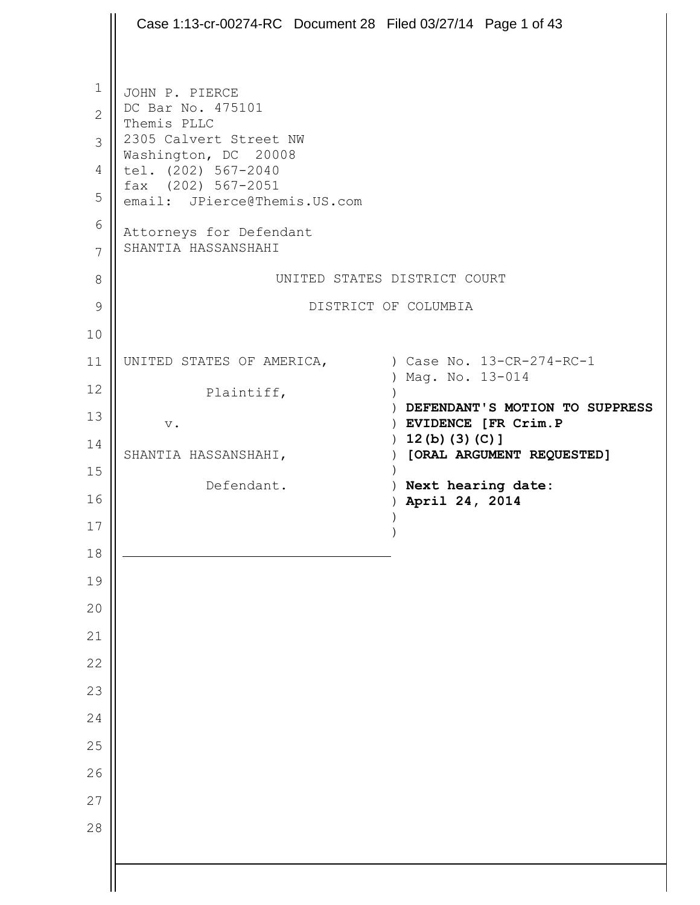JOHN P. PIERCE
DC Bar No. 475101
Themis PLLC
2305 Calvert Street NW
Washington, DC 20008
tel. (202) 567-2040
fax (202) 567-2051
email: JPierce@Themis.US.com

Attorneys for Defendant
SHANTIA HASSANSHAHI

UNITED STATES DISTRICT COURT

DISTRICT OF COLUMBIA

| | |
|---|---|
| UNITED STATES OF AMERICA, | Case No. 13-CR-274-RC-1 |
| | Mag. No. 13-014 |
| Plaintiff, | |
| | **DEFENDANT'S MOTION TO SUPPRESS EVIDENCE [FR Crim.P 12(b)(3)(C)]** |
| v. | **[ORAL ARGUMENT REQUESTED]** |
| SHANTIA HASSANSHAHI, | |
| Defendant. | **Next hearing date: April 24, 2014** |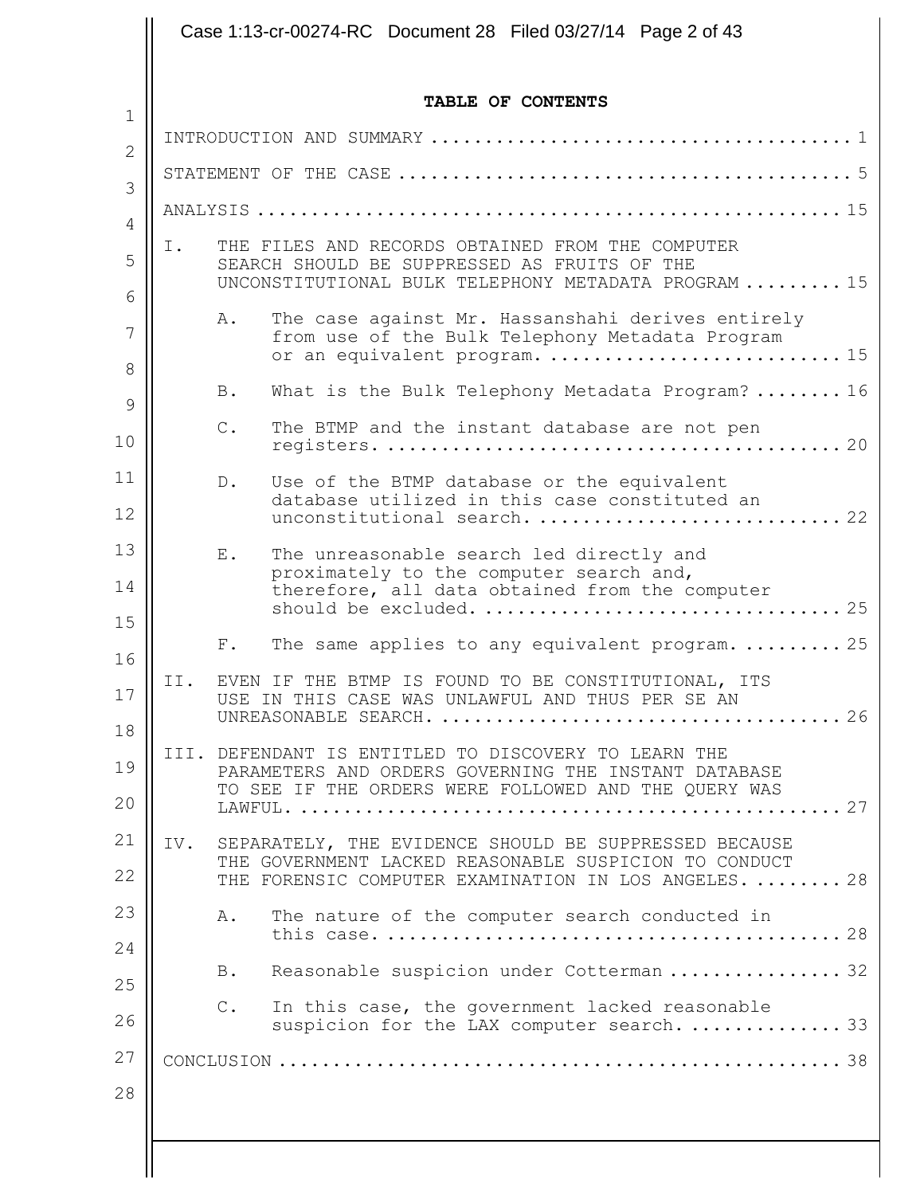**TABLE OF CONTENTS**

INTRODUCTION AND SUMMARY ........................................ 1

STATEMENT OF THE CASE ........................................... 5

ANALYSIS ........................................................ 15

I. THE FILES AND RECORDS OBTAINED FROM THE COMPUTER SEARCH SHOULD BE SUPPRESSED AS FRUITS OF THE UNCONSTITUTIONAL BULK TELEPHONY METADATA PROGRAM ......... 15

  A. The case against Mr. Hassanshahi derives entirely from use of the Bulk Telephony Metadata Program or an equivalent program. ......................... 15

  B. What is the Bulk Telephony Metadata Program? ........ 16

  C. The BTMP and the instant database are not pen registers. ........................................... 20

  D. Use of the BTMP database or the equivalent database utilized in this case constituted an unconstitutional search. ............................ 22

  E. The unreasonable search led directly and proximately to the computer search and, therefore, all data obtained from the computer should be excluded. ................................ 25

  F. The same applies to any equivalent program. ......... 25

II. EVEN IF THE BTMP IS FOUND TO BE CONSTITUTIONAL, ITS USE IN THIS CASE WAS UNLAWFUL AND THUS PER SE AN UNREASONABLE SEARCH. ..................................... 26

III. DEFENDANT IS ENTITLED TO DISCOVERY TO LEARN THE PARAMETERS AND ORDERS GOVERNING THE INSTANT DATABASE TO SEE IF THE ORDERS WERE FOLLOWED AND THE QUERY WAS LAWFUL. ................................................ 27

IV. SEPARATELY, THE EVIDENCE SHOULD BE SUPPRESSED BECAUSE THE GOVERNMENT LACKED REASONABLE SUSPICION TO CONDUCT THE FORENSIC COMPUTER EXAMINATION IN LOS ANGELES. ........ 28

  A. The nature of the computer search conducted in this case. ......................................... 28

  B. Reasonable suspicion under Cotterman ................ 32

  C. In this case, the government lacked reasonable suspicion for the LAX computer search. .............. 33

CONCLUSION ...................................................... 38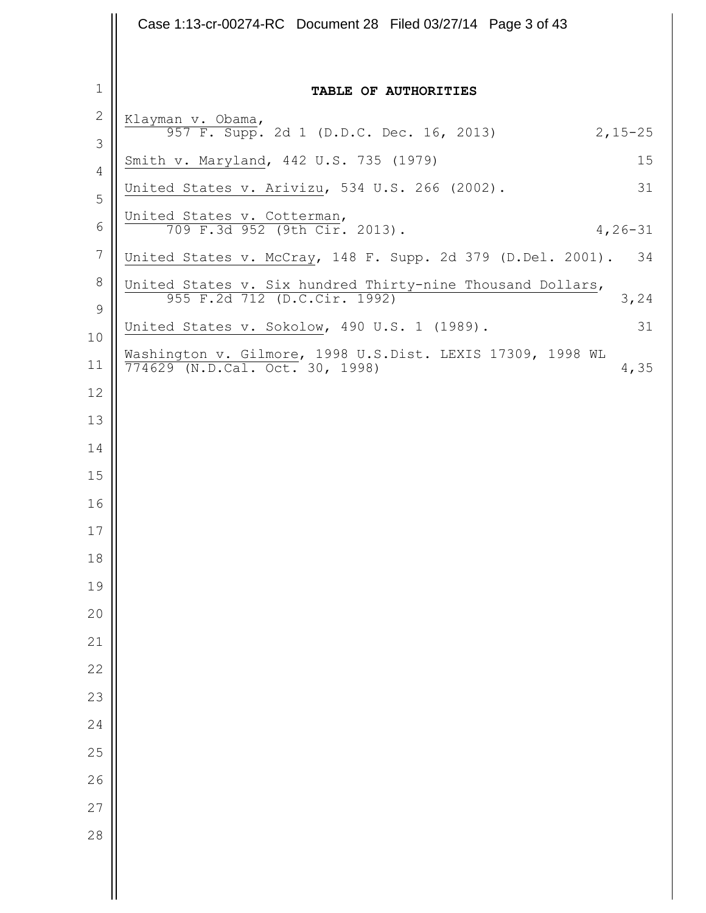# TABLE OF AUTHORITIES

| Authority | Page(s) |
|---|---|
| Klayman v. Obama, 957 F. Supp. 2d 1 (D.D.C. Dec. 16, 2013) | 2,15-25 |
| Smith v. Maryland, 442 U.S. 735 (1979) | 15 |
| United States v. Arivizu, 534 U.S. 266 (2002). | 31 |
| United States v. Cotterman, 709 F.3d 952 (9th Cir. 2013). | 4,26-31 |
| United States v. McCray, 148 F. Supp. 2d 379 (D.Del. 2001). | 34 |
| United States v. Six hundred Thirty-nine Thousand Dollars, 955 F.2d 712 (D.C.Cir. 1992) | 3,24 |
| United States v. Sokolow, 490 U.S. 1 (1989). | 31 |
| Washington v. Gilmore, 1998 U.S.Dist. LEXIS 17309, 1998 WL 774629 (N.D.Cal. Oct. 30, 1998) | 4,35 |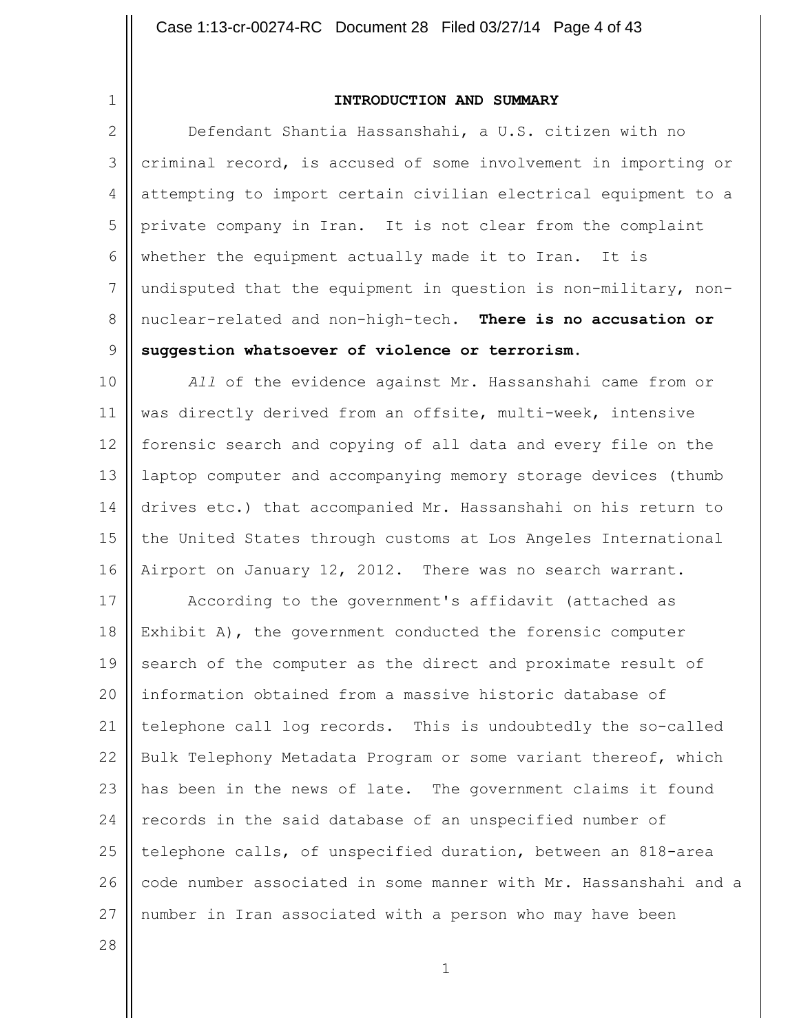## INTRODUCTION AND SUMMARY

Defendant Shantia Hassanshahi, a U.S. citizen with no criminal record, is accused of some involvement in importing or attempting to import certain civilian electrical equipment to a private company in Iran. It is not clear from the complaint whether the equipment actually made it to Iran. It is undisputed that the equipment in question is non-military, non-nuclear-related and non-high-tech. **There is no accusation or suggestion whatsoever of violence or terrorism.**

*All* of the evidence against Mr. Hassanshahi came from or was directly derived from an offsite, multi-week, intensive forensic search and copying of all data and every file on the laptop computer and accompanying memory storage devices (thumb drives etc.) that accompanied Mr. Hassanshahi on his return to the United States through customs at Los Angeles International Airport on January 12, 2012. There was no search warrant.

According to the government's affidavit (attached as Exhibit A), the government conducted the forensic computer search of the computer as the direct and proximate result of information obtained from a massive historic database of telephone call log records. This is undoubtedly the so-called Bulk Telephony Metadata Program or some variant thereof, which has been in the news of late. The government claims it found records in the said database of an unspecified number of telephone calls, of unspecified duration, between an 818-area code number associated in some manner with Mr. Hassanshahi and a number in Iran associated with a person who may have been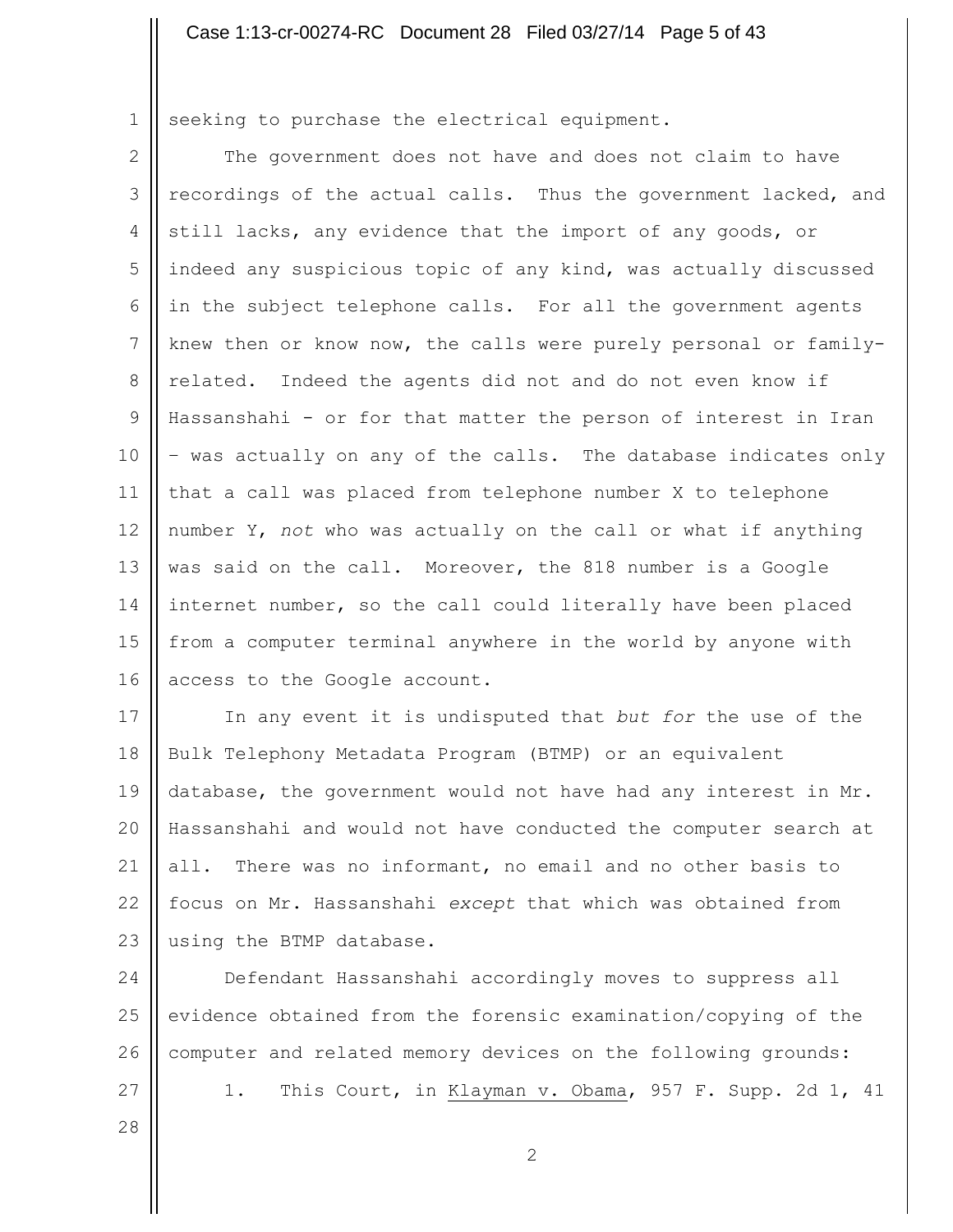seeking to purchase the electrical equipment.

The government does not have and does not claim to have recordings of the actual calls. Thus the government lacked, and still lacks, any evidence that the import of any goods, or indeed any suspicious topic of any kind, was actually discussed in the subject telephone calls. For all the government agents knew then or know now, the calls were purely personal or family-related. Indeed the agents did not and do not even know if Hassanshahi - or for that matter the person of interest in Iran – was actually on any of the calls. The database indicates only that a call was placed from telephone number X to telephone number Y, *not* who was actually on the call or what if anything was said on the call. Moreover, the 818 number is a Google internet number, so the call could literally have been placed from a computer terminal anywhere in the world by anyone with access to the Google account.

In any event it is undisputed that *but for* the use of the Bulk Telephony Metadata Program (BTMP) or an equivalent database, the government would not have had any interest in Mr. Hassanshahi and would not have conducted the computer search at all. There was no informant, no email and no other basis to focus on Mr. Hassanshahi *except* that which was obtained from using the BTMP database.

Defendant Hassanshahi accordingly moves to suppress all evidence obtained from the forensic examination/copying of the computer and related memory devices on the following grounds:

1. This Court, in Klayman v. Obama, 957 F. Supp. 2d 1, 41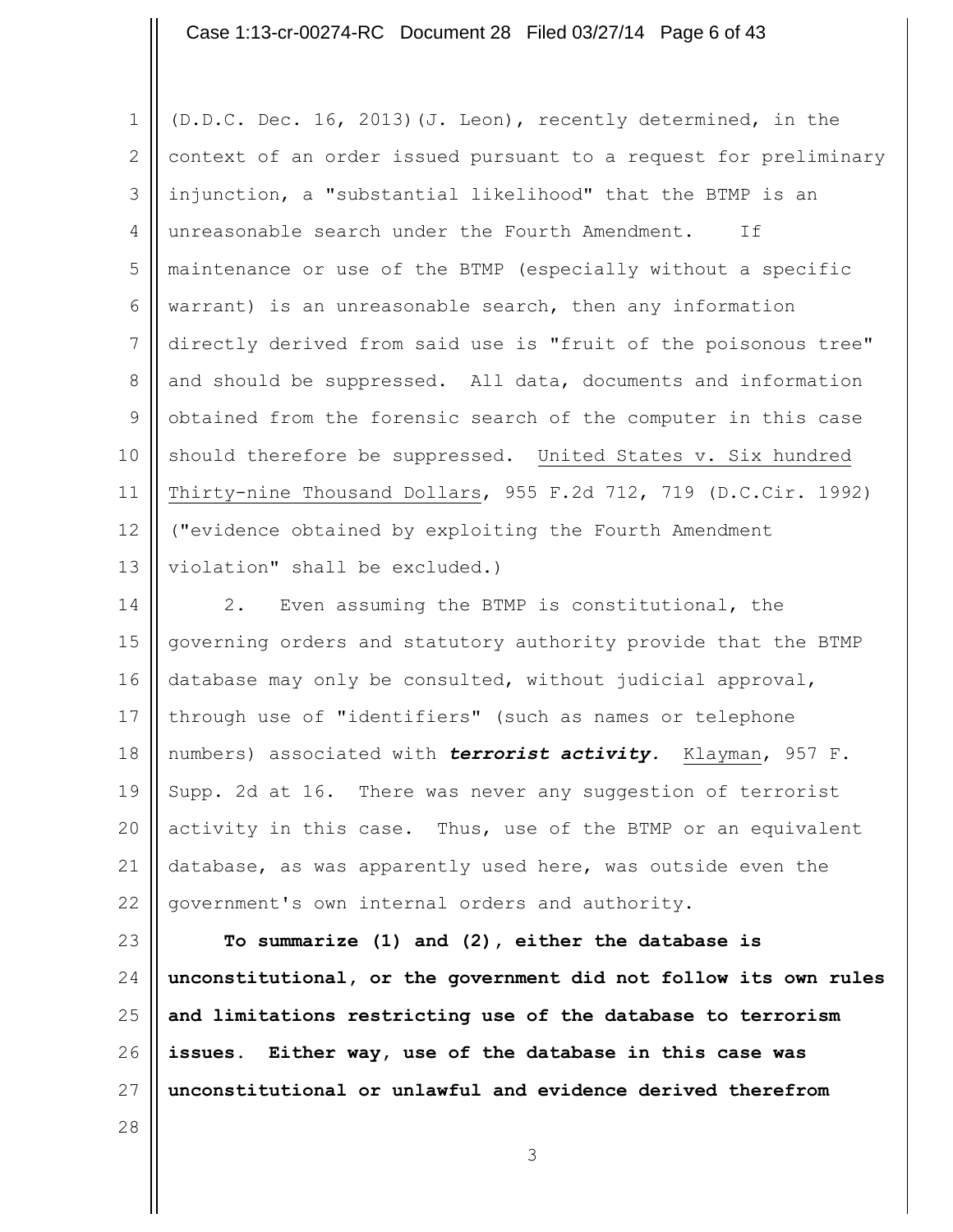(D.D.C. Dec. 16, 2013)(J. Leon), recently determined, in the context of an order issued pursuant to a request for preliminary injunction, a "substantial likelihood" that the BTMP is an unreasonable search under the Fourth Amendment. If maintenance or use of the BTMP (especially without a specific warrant) is an unreasonable search, then any information directly derived from said use is "fruit of the poisonous tree" and should be suppressed. All data, documents and information obtained from the forensic search of the computer in this case should therefore be suppressed. United States v. Six hundred Thirty-nine Thousand Dollars, 955 F.2d 712, 719 (D.C.Cir. 1992) ("evidence obtained by exploiting the Fourth Amendment violation" shall be excluded.)

2. Even assuming the BTMP is constitutional, the governing orders and statutory authority provide that the BTMP database may only be consulted, without judicial approval, through use of "identifiers" (such as names or telephone numbers) associated with ***terrorist activity.*** Klayman, 957 F. Supp. 2d at 16. There was never any suggestion of terrorist activity in this case. Thus, use of the BTMP or an equivalent database, as was apparently used here, was outside even the government's own internal orders and authority.

**To summarize (1) and (2), either the database is unconstitutional, or the government did not follow its own rules and limitations restricting use of the database to terrorism issues. Either way, use of the database in this case was unconstitutional or unlawful and evidence derived therefrom**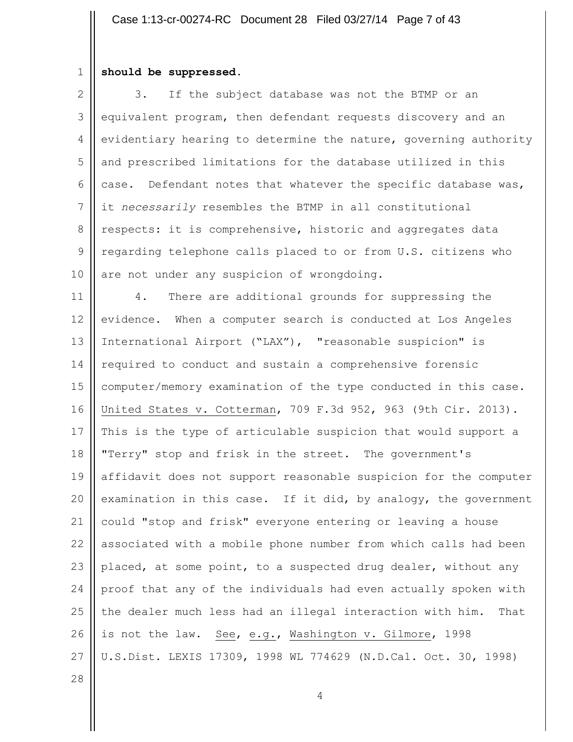**should be suppressed.**

3. If the subject database was not the BTMP or an equivalent program, then defendant requests discovery and an evidentiary hearing to determine the nature, governing authority and prescribed limitations for the database utilized in this case. Defendant notes that whatever the specific database was, it *necessarily* resembles the BTMP in all constitutional respects: it is comprehensive, historic and aggregates data regarding telephone calls placed to or from U.S. citizens who are not under any suspicion of wrongdoing.

4. There are additional grounds for suppressing the evidence. When a computer search is conducted at Los Angeles International Airport ("LAX"), "reasonable suspicion" is required to conduct and sustain a comprehensive forensic computer/memory examination of the type conducted in this case. United States v. Cotterman, 709 F.3d 952, 963 (9th Cir. 2013). This is the type of articulable suspicion that would support a "Terry" stop and frisk in the street. The government's affidavit does not support reasonable suspicion for the computer examination in this case. If it did, by analogy, the government could "stop and frisk" everyone entering or leaving a house associated with a mobile phone number from which calls had been placed, at some point, to a suspected drug dealer, without any proof that any of the individuals had even actually spoken with the dealer much less had an illegal interaction with him. That is not the law. See, e.g., Washington v. Gilmore, 1998 U.S.Dist. LEXIS 17309, 1998 WL 774629 (N.D.Cal. Oct. 30, 1998)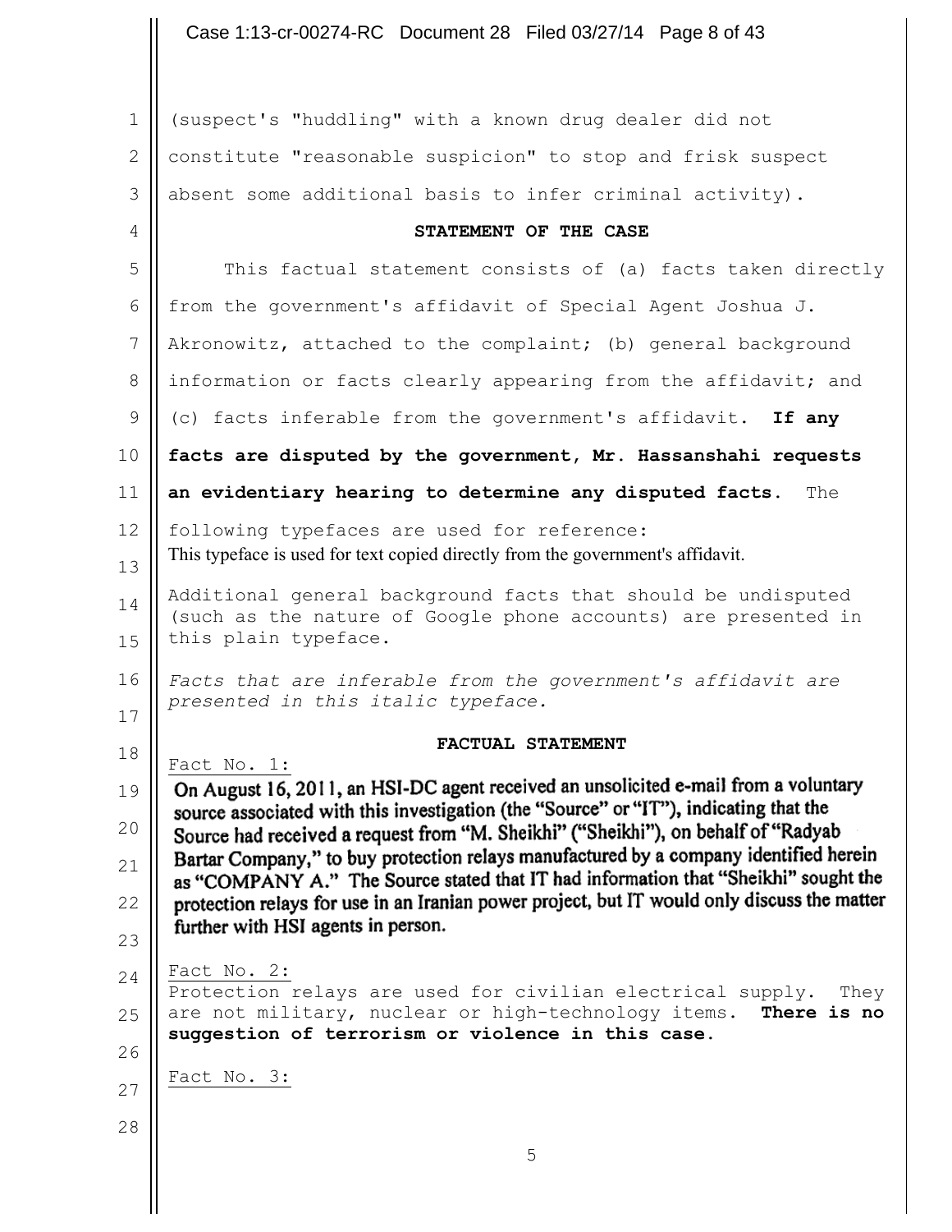(suspect's "huddling" with a known drug dealer did not constitute "reasonable suspicion" to stop and frisk suspect absent some additional basis to infer criminal activity).

## STATEMENT OF THE CASE

This factual statement consists of (a) facts taken directly from the government's affidavit of Special Agent Joshua J. Akronowitz, attached to the complaint; (b) general background information or facts clearly appearing from the affidavit; and (c) facts inferable from the government's affidavit. **If any facts are disputed by the government, Mr. Hassanshahi requests an evidentiary hearing to determine any disputed facts.** The following typefaces are used for reference:

This typeface is used for text copied directly from the government's affidavit.

Additional general background facts that should be undisputed (such as the nature of Google phone accounts) are presented in this plain typeface.

*Facts that are inferable from the government's affidavit are presented in this italic typeface.*

## FACTUAL STATEMENT

Fact No. 1:

On August 16, 2011, an HSI-DC agent received an unsolicited e-mail from a voluntary source associated with this investigation (the "Source" or "IT"), indicating that the Source had received a request from "M. Sheikhi" ("Sheikhi"), on behalf of "Radyab Bartar Company," to buy protection relays manufactured by a company identified herein as "COMPANY A." The Source stated that IT had information that "Sheikhi" sought the protection relays for use in an Iranian power project, but IT would only discuss the matter further with HSI agents in person.

Fact No. 2:

Protection relays are used for civilian electrical supply. They are not military, nuclear or high-technology items. **There is no suggestion of terrorism or violence in this case.**

Fact No. 3: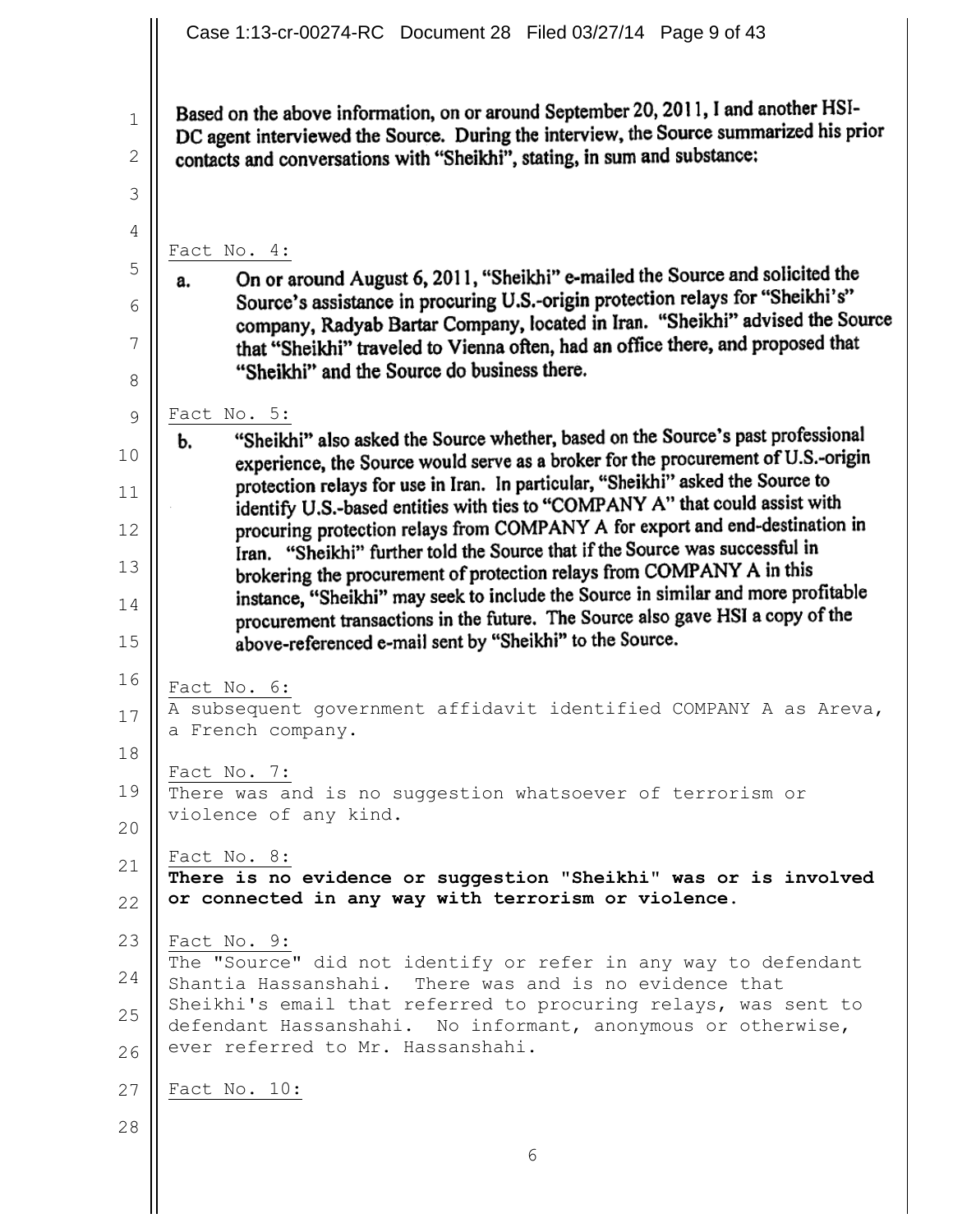Based on the above information, on or around September 20, 2011, I and another HSI-DC agent interviewed the Source. During the interview, the Source summarized his prior contacts and conversations with "Sheikhi", stating, in sum and substance:

Fact No. 4:

a. On or around August 6, 2011, "Sheikhi" e-mailed the Source and solicited the Source's assistance in procuring U.S.-origin protection relays for "Sheikhi's" company, Radyab Bartar Company, located in Iran. "Sheikhi" advised the Source that "Sheikhi" traveled to Vienna often, had an office there, and proposed that "Sheikhi" and the Source do business there.

Fact No. 5:

b. "Sheikhi" also asked the Source whether, based on the Source's past professional experience, the Source would serve as a broker for the procurement of U.S.-origin protection relays for use in Iran. In particular, "Sheikhi" asked the Source to identify U.S.-based entities with ties to "COMPANY A" that could assist with procuring protection relays from COMPANY A for export and end-destination in Iran. "Sheikhi" further told the Source that if the Source was successful in brokering the procurement of protection relays from COMPANY A in this instance, "Sheikhi" may seek to include the Source in similar and more profitable procurement transactions in the future. The Source also gave HSI a copy of the above-referenced e-mail sent by "Sheikhi" to the Source.

Fact No. 6:

A subsequent government affidavit identified COMPANY A as Areva, a French company.

Fact No. 7:

There was and is no suggestion whatsoever of terrorism or violence of any kind.

Fact No. 8:

**There is no evidence or suggestion "Sheikhi" was or is involved or connected in any way with terrorism or violence.**

Fact No. 9:

The "Source" did not identify or refer in any way to defendant Shantia Hassanshahi. There was and is no evidence that Sheikhi's email that referred to procuring relays, was sent to defendant Hassanshahi. No informant, anonymous or otherwise, ever referred to Mr. Hassanshahi.

Fact No. 10: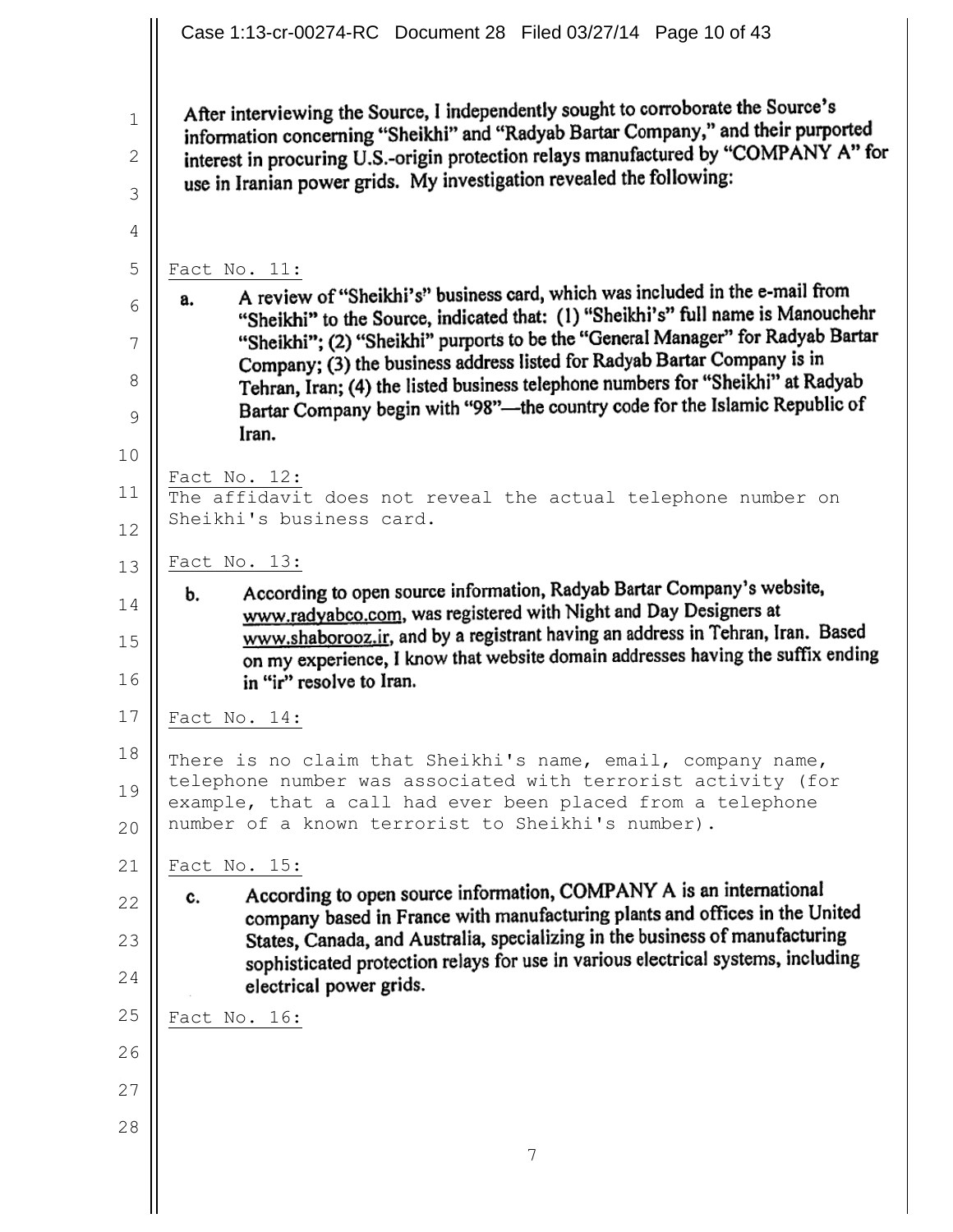After interviewing the Source, I independently sought to corroborate the Source's information concerning "Sheikhi" and "Radyab Bartar Company," and their purported interest in procuring U.S.-origin protection relays manufactured by "COMPANY A" for use in Iranian power grids. My investigation revealed the following:

Fact No. 11:

a. A review of "Sheikhi's" business card, which was included in the e-mail from "Sheikhi" to the Source, indicated that: (1) "Sheikhi's" full name is Manouchehr "Sheikhi"; (2) "Sheikhi" purports to be the "General Manager" for Radyab Bartar Company; (3) the business address listed for Radyab Bartar Company is in Tehran, Iran; (4) the listed business telephone numbers for "Sheikhi" at Radyab Bartar Company begin with "98"—the country code for the Islamic Republic of Iran.

Fact No. 12:

The affidavit does not reveal the actual telephone number on Sheikhi's business card.

Fact No. 13:

b. According to open source information, Radyab Bartar Company's website, www.radyabco.com, was registered with Night and Day Designers at www.shaborooz.ir, and by a registrant having an address in Tehran, Iran. Based on my experience, I know that website domain addresses having the suffix ending in "ir" resolve to Iran.

Fact No. 14:

There is no claim that Sheikhi's name, email, company name, telephone number was associated with terrorist activity (for example, that a call had ever been placed from a telephone number of a known terrorist to Sheikhi's number).

Fact No. 15:

c. According to open source information, COMPANY A is an international company based in France with manufacturing plants and offices in the United States, Canada, and Australia, specializing in the business of manufacturing sophisticated protection relays for use in various electrical systems, including electrical power grids.

Fact No. 16: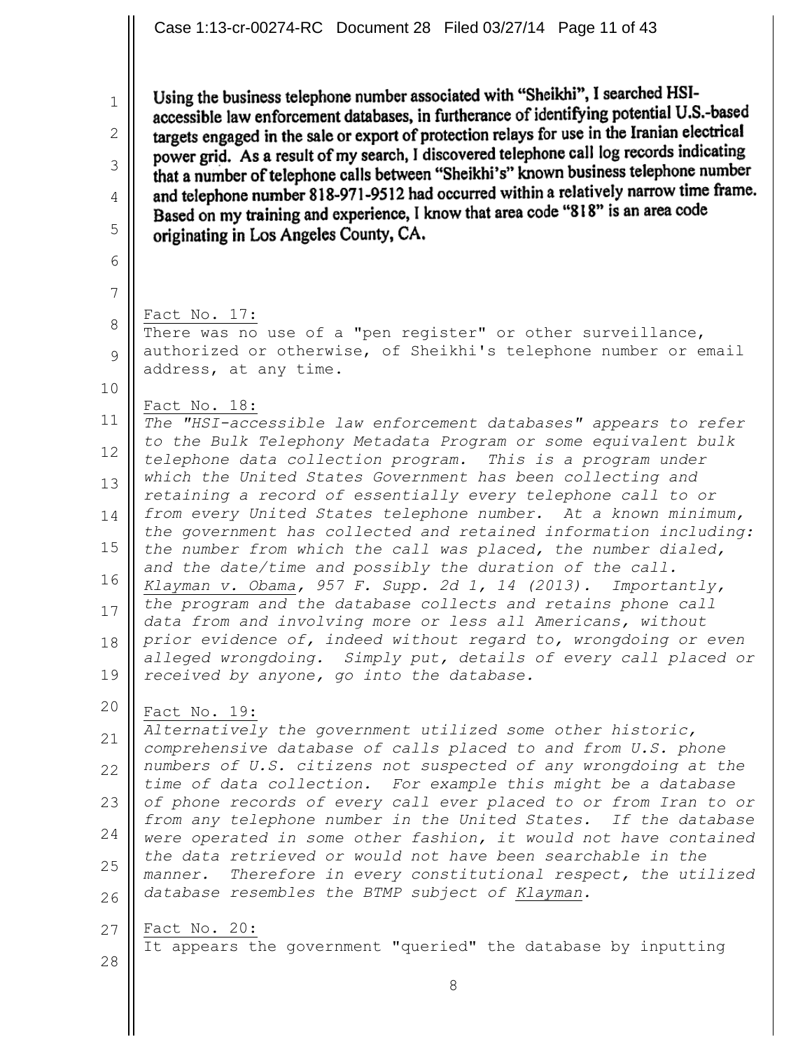Using the business telephone number associated with "Sheikhi", I searched HSI-accessible law enforcement databases, in furtherance of identifying potential U.S.-based targets engaged in the sale or export of protection relays for use in the Iranian electrical power grid. As a result of my search, I discovered telephone call log records indicating that a number of telephone calls between "Sheikhi's" known business telephone number and telephone number 818-971-9512 had occurred within a relatively narrow time frame. Based on my training and experience, I know that area code "818" is an area code originating in Los Angeles County, CA.

Fact No. 17:
There was no use of a "pen register" or other surveillance, authorized or otherwise, of Sheikhi's telephone number or email address, at any time.

Fact No. 18:
*The "HSI-accessible law enforcement databases" appears to refer to the Bulk Telephony Metadata Program or some equivalent bulk telephone data collection program. This is a program under which the United States Government has been collecting and retaining a record of essentially every telephone call to or from every United States telephone number. At a known minimum, the government has collected and retained information including: the number from which the call was placed, the number dialed, and the date/time and possibly the duration of the call. Klayman v. Obama, 957 F. Supp. 2d 1, 14 (2013). Importantly, the program and the database collects and retains phone call data from and involving more or less all Americans, without prior evidence of, indeed without regard to, wrongdoing or even alleged wrongdoing. Simply put, details of every call placed or received by anyone, go into the database.*

Fact No. 19:
*Alternatively the government utilized some other historic, comprehensive database of calls placed to and from U.S. phone numbers of U.S. citizens not suspected of any wrongdoing at the time of data collection. For example this might be a database of phone records of every call ever placed to or from Iran to or from any telephone number in the United States. If the database were operated in some other fashion, it would not have contained the data retrieved or would not have been searchable in the manner. Therefore in every constitutional respect, the utilized database resembles the BTMP subject of Klayman.*

Fact No. 20:
It appears the government "queried" the database by inputting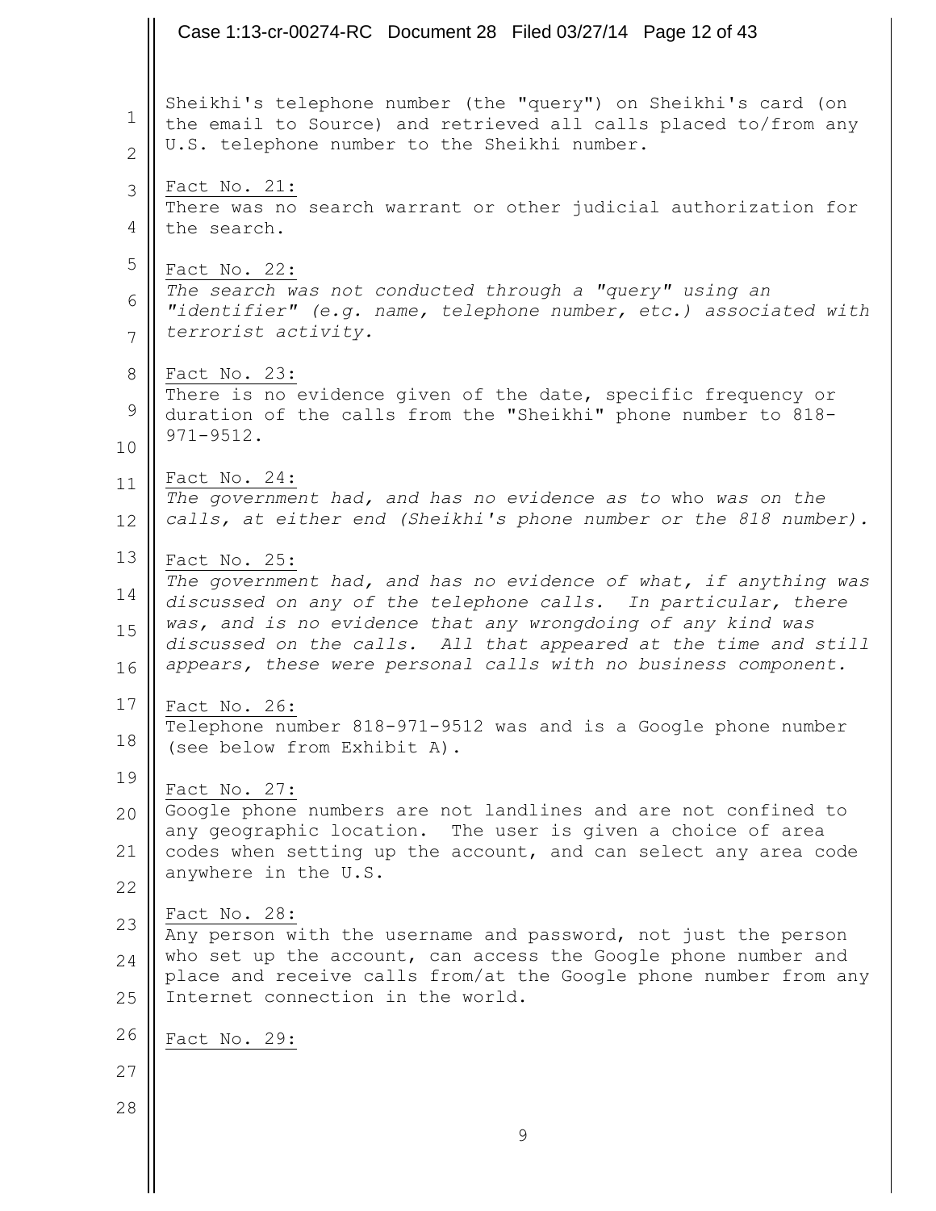Sheikhi's telephone number (the "query") on Sheikhi's card (on the email to Source) and retrieved all calls placed to/from any U.S. telephone number to the Sheikhi number.

<u>Fact No. 21:</u>
There was no search warrant or other judicial authorization for the search.

<u>Fact No. 22:</u>
*The search was not conducted through a "query" using an "identifier" (e.g. name, telephone number, etc.) associated with terrorist activity.*

<u>Fact No. 23:</u>
There is no evidence given of the date, specific frequency or duration of the calls from the "Sheikhi" phone number to 818-971-9512.

<u>Fact No. 24:</u>
*The government had, and has no evidence as to* who *was on the calls, at either end (Sheikhi's phone number or the 818 number).*

<u>Fact No. 25:</u>
*The government had, and has no evidence of what, if anything was discussed on any of the telephone calls. In particular, there was, and is no evidence that any wrongdoing of any kind was discussed on the calls. All that appeared at the time and still appears, these were personal calls with no business component.*

<u>Fact No. 26:</u>
Telephone number 818-971-9512 was and is a Google phone number (see below from Exhibit A).

<u>Fact No. 27:</u>
Google phone numbers are not landlines and are not confined to any geographic location. The user is given a choice of area codes when setting up the account, and can select any area code anywhere in the U.S.

<u>Fact No. 28:</u>
Any person with the username and password, not just the person who set up the account, can access the Google phone number and place and receive calls from/at the Google phone number from any Internet connection in the world.

<u>Fact No. 29:</u>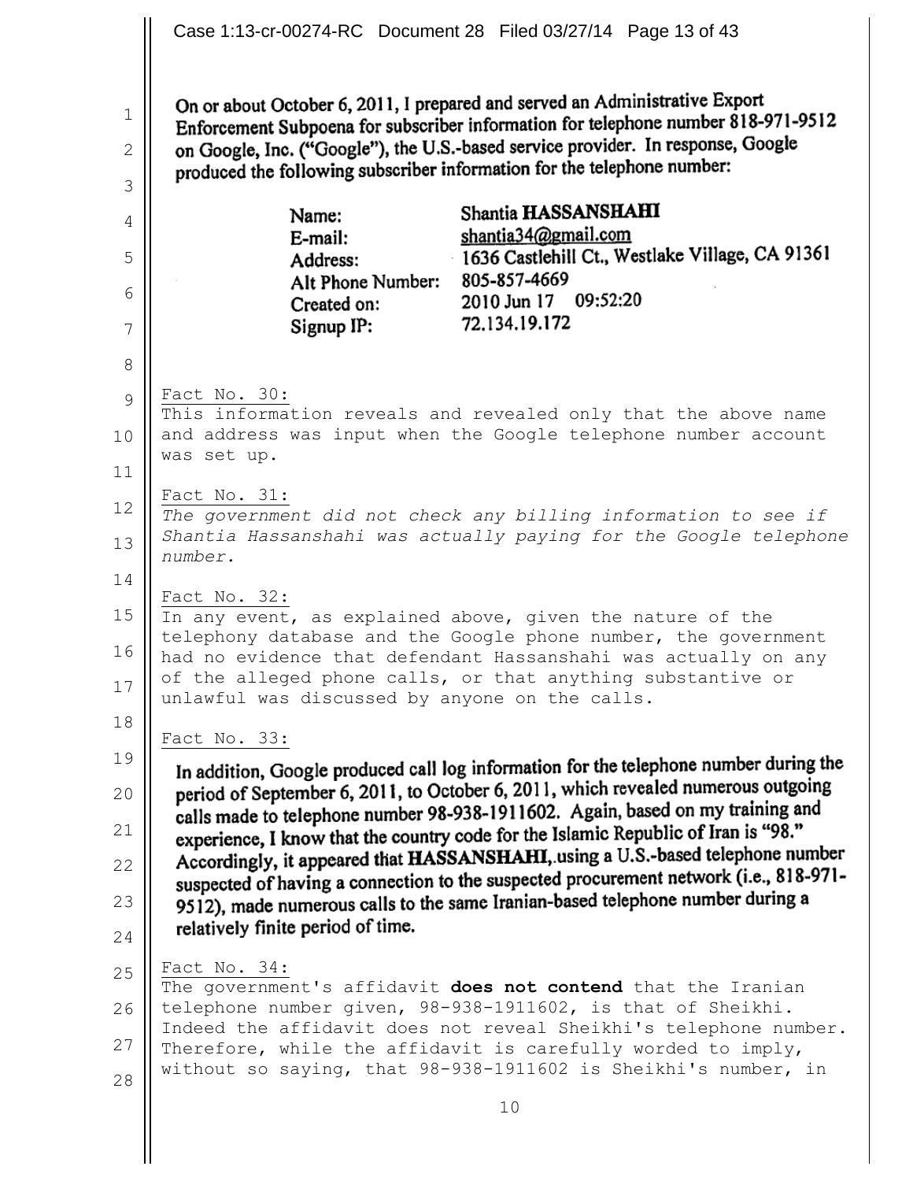On or about October 6, 2011, I prepared and served an Administrative Export Enforcement Subpoena for subscriber information for telephone number 818-971-9512 on Google, Inc. ("Google"), the U.S.-based service provider. In response, Google produced the following subscriber information for the telephone number:

| | |
|---|---|
| Name: | Shantia **HASSANSHAHI** |
| E-mail: | shantia34@gmail.com |
| Address: | 1636 Castlehill Ct., Westlake Village, CA 91361 |
| Alt Phone Number: | 805-857-4669 |
| Created on: | 2010 Jun 17 09:52:20 |
| Signup IP: | 72.134.19.172 |

Fact No. 30:
This information reveals and revealed only that the above name and address was input when the Google telephone number account was set up.

Fact No. 31:
*The government did not check any billing information to see if Shantia Hassanshahi was actually paying for the Google telephone number.*

Fact No. 32:
In any event, as explained above, given the nature of the telephony database and the Google phone number, the government had no evidence that defendant Hassanshahi was actually on any of the alleged phone calls, or that anything substantive or unlawful was discussed by anyone on the calls.

Fact No. 33:

In addition, Google produced call log information for the telephone number during the period of September 6, 2011, to October 6, 2011, which revealed numerous outgoing calls made to telephone number 98-938-1911602. Again, based on my training and experience, I know that the country code for the Islamic Republic of Iran is "98." Accordingly, it appeared that **HASSANSHAHI**, using a U.S.-based telephone number suspected of having a connection to the suspected procurement network (i.e., 818-971-9512), made numerous calls to the same Iranian-based telephone number during a relatively finite period of time.

Fact No. 34:
The government's affidavit **does not contend** that the Iranian telephone number given, 98-938-1911602, is that of Sheikhi. Indeed the affidavit does not reveal Sheikhi's telephone number. Therefore, while the affidavit is carefully worded to imply, without so saying, that 98-938-1911602 is Sheikhi's number, in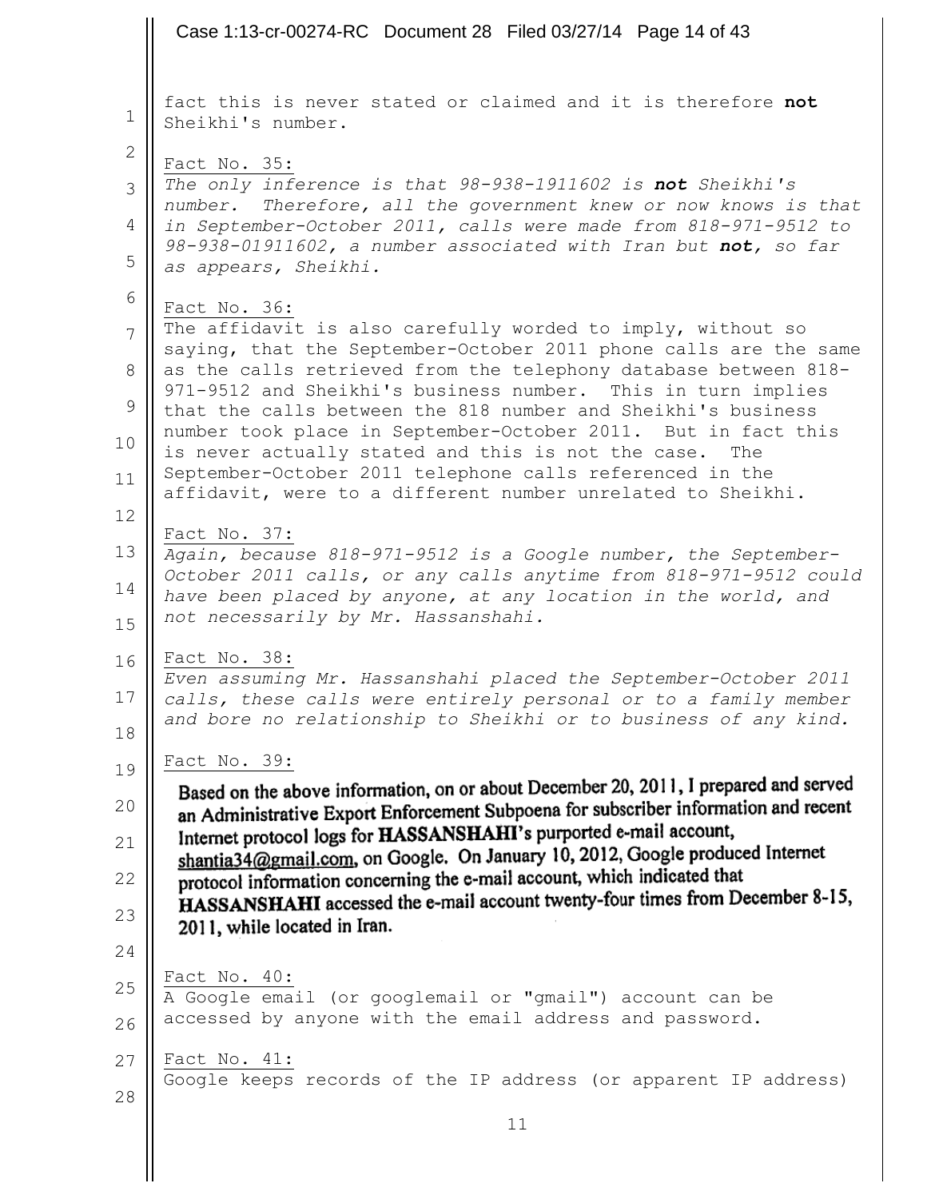fact this is never stated or claimed and it is therefore **not** Sheikhi's number.

Fact No. 35:
*The only inference is that 98-938-1911602 is **not** Sheikhi's number. Therefore, all the government knew or now knows is that in September-October 2011, calls were made from 818-971-9512 to 98-938-01911602, a number associated with Iran but **not,** so far as appears, Sheikhi.*

Fact No. 36:
The affidavit is also carefully worded to imply, without so saying, that the September-October 2011 phone calls are the same as the calls retrieved from the telephony database between 818-971-9512 and Sheikhi's business number. This in turn implies that the calls between the 818 number and Sheikhi's business number took place in September-October 2011. But in fact this is never actually stated and this is not the case. The September-October 2011 telephone calls referenced in the affidavit, were to a different number unrelated to Sheikhi.

Fact No. 37:
*Again, because 818-971-9512 is a Google number, the September-October 2011 calls, or any calls anytime from 818-971-9512 could have been placed by anyone, at any location in the world, and not necessarily by Mr. Hassanshahi.*

Fact No. 38:
*Even assuming Mr. Hassanshahi placed the September-October 2011 calls, these calls were entirely personal or to a family member and bore no relationship to Sheikhi or to business of any kind.*

Fact No. 39:
Based on the above information, on or about December 20, 2011, I prepared and served an Administrative Export Enforcement Subpoena for subscriber information and recent Internet protocol logs for **HASSANSHAHI**'s purported e-mail account, shantia34@gmail.com, on Google. On January 10, 2012, Google produced Internet protocol information concerning the e-mail account, which indicated that **HASSANSHAHI** accessed the e-mail account twenty-four times from December 8-15, 2011, while located in Iran.

Fact No. 40:
A Google email (or googlemail or "gmail") account can be accessed by anyone with the email address and password.

Fact No. 41:
Google keeps records of the IP address (or apparent IP address)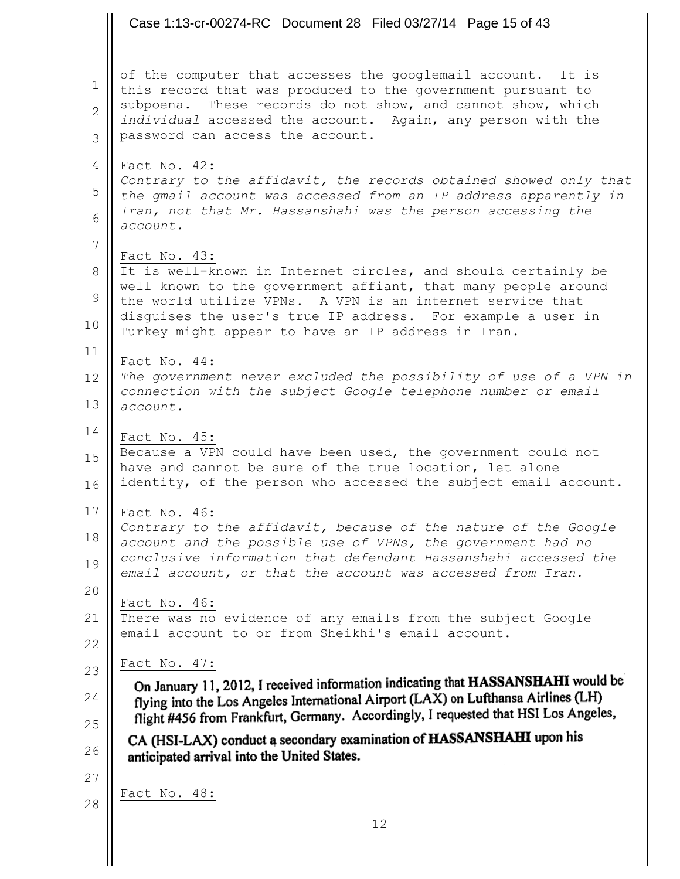of the computer that accesses the googlemail account. It is this record that was produced to the government pursuant to subpoena. These records do not show, and cannot show, which *individual* accessed the account. Again, any person with the password can access the account.

Fact No. 42:

*Contrary to the affidavit, the records obtained showed only that the gmail account was accessed from an IP address apparently in Iran, not that Mr. Hassanshahi was the person accessing the account.*

Fact No. 43:

It is well-known in Internet circles, and should certainly be well known to the government affiant, that many people around the world utilize VPNs. A VPN is an internet service that disguises the user's true IP address. For example a user in Turkey might appear to have an IP address in Iran.

Fact No. 44:

*The government never excluded the possibility of use of a VPN in connection with the subject Google telephone number or email account.*

Fact No. 45:

Because a VPN could have been used, the government could not have and cannot be sure of the true location, let alone identity, of the person who accessed the subject email account.

Fact No. 46:

*Contrary to the affidavit, because of the nature of the Google account and the possible use of VPNs, the government had no conclusive information that defendant Hassanshahi accessed the email account, or that the account was accessed from Iran.*

Fact No. 46:

There was no evidence of any emails from the subject Google email account to or from Sheikhi's email account.

Fact No. 47:

**On January 11, 2012, I received information indicating that HASSANSHAHI would be flying into the Los Angeles International Airport (LAX) on Lufthansa Airlines (LH) flight #456 from Frankfurt, Germany. Accordingly, I requested that HSI Los Angeles, CA (HSI-LAX) conduct a secondary examination of HASSANSHAHI upon his anticipated arrival into the United States.**

Fact No. 48: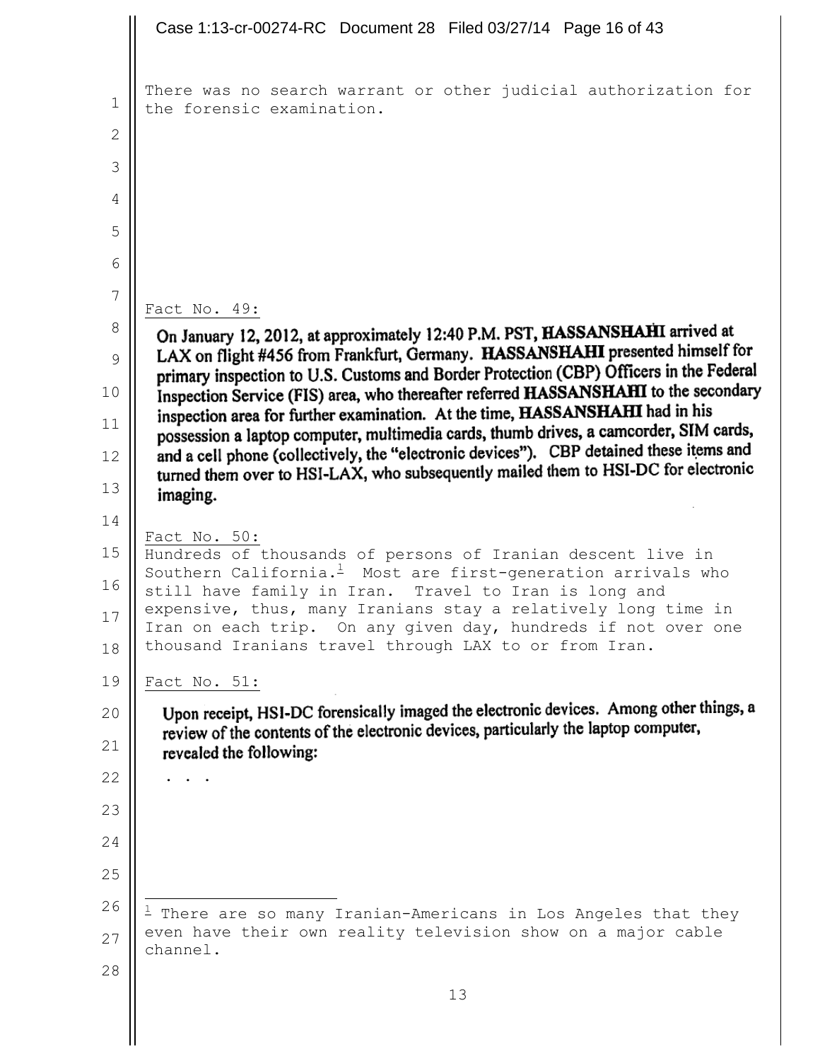There was no search warrant or other judicial authorization for the forensic examination.

Fact No. 49:

> On January 12, 2012, at approximately 12:40 P.M. PST, **HASSANSHAHI** arrived at LAX on flight #456 from Frankfurt, Germany. **HASSANSHAHI** presented himself for primary inspection to U.S. Customs and Border Protection (CBP) Officers in the Federal Inspection Service (FIS) area, who thereafter referred **HASSANSHAHI** to the secondary inspection area for further examination. At the time, **HASSANSHAHI** had in his possession a laptop computer, multimedia cards, thumb drives, a camcorder, SIM cards, and a cell phone (collectively, the "electronic devices"). CBP detained these items and turned them over to HSI-LAX, who subsequently mailed them to HSI-DC for electronic imaging.

Fact No. 50:

Hundreds of thousands of persons of Iranian descent live in Southern California.[1] Most are first-generation arrivals who still have family in Iran. Travel to Iran is long and expensive, thus, many Iranians stay a relatively long time in Iran on each trip. On any given day, hundreds if not over one thousand Iranians travel through LAX to or from Iran.

Fact No. 51:

> Upon receipt, HSI-DC forensically imaged the electronic devices. Among other things, a review of the contents of the electronic devices, particularly the laptop computer, revealed the following:
>
> . . .

[1] There are so many Iranian-Americans in Los Angeles that they even have their own reality television show on a major cable channel.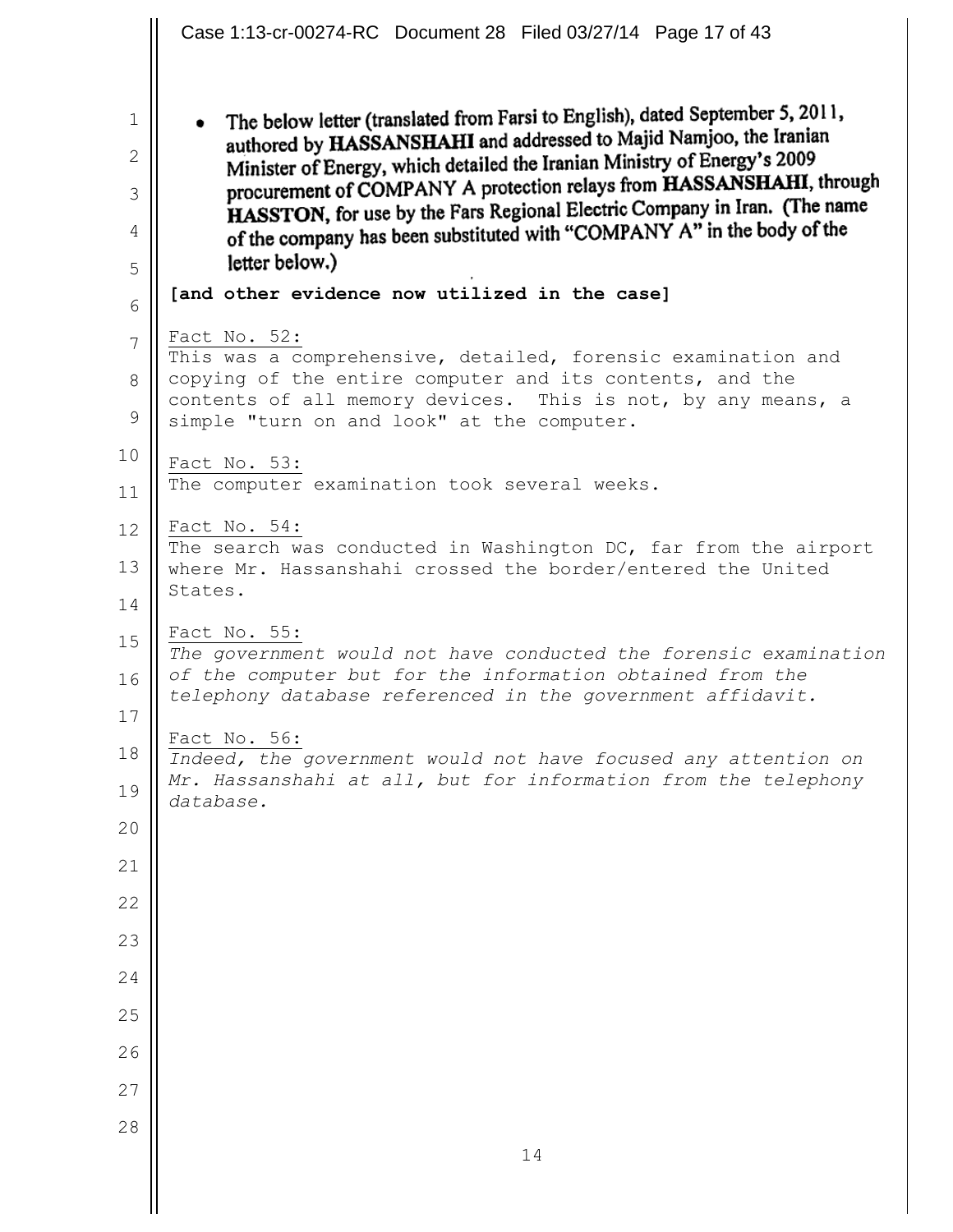- The below letter (translated from Farsi to English), dated September 5, 2011, authored by **HASSANSHAHI** and addressed to Majid Namjoo, the Iranian Minister of Energy, which detailed the Iranian Ministry of Energy's 2009 procurement of COMPANY A protection relays from **HASSANSHAHI**, through **HASSTON**, for use by the Fars Regional Electric Company in Iran. (The name of the company has been substituted with "COMPANY A" in the body of the letter below.)

**[and other evidence now utilized in the case]**

Fact No. 52:
This was a comprehensive, detailed, forensic examination and copying of the entire computer and its contents, and the contents of all memory devices. This is not, by any means, a simple "turn on and look" at the computer.

Fact No. 53:
The computer examination took several weeks.

Fact No. 54:
The search was conducted in Washington DC, far from the airport where Mr. Hassanshahi crossed the border/entered the United States.

Fact No. 55:
*The government would not have conducted the forensic examination of the computer but for the information obtained from the telephony database referenced in the government affidavit.*

Fact No. 56:
*Indeed, the government would not have focused any attention on Mr. Hassanshahi at all, but for information from the telephony database.*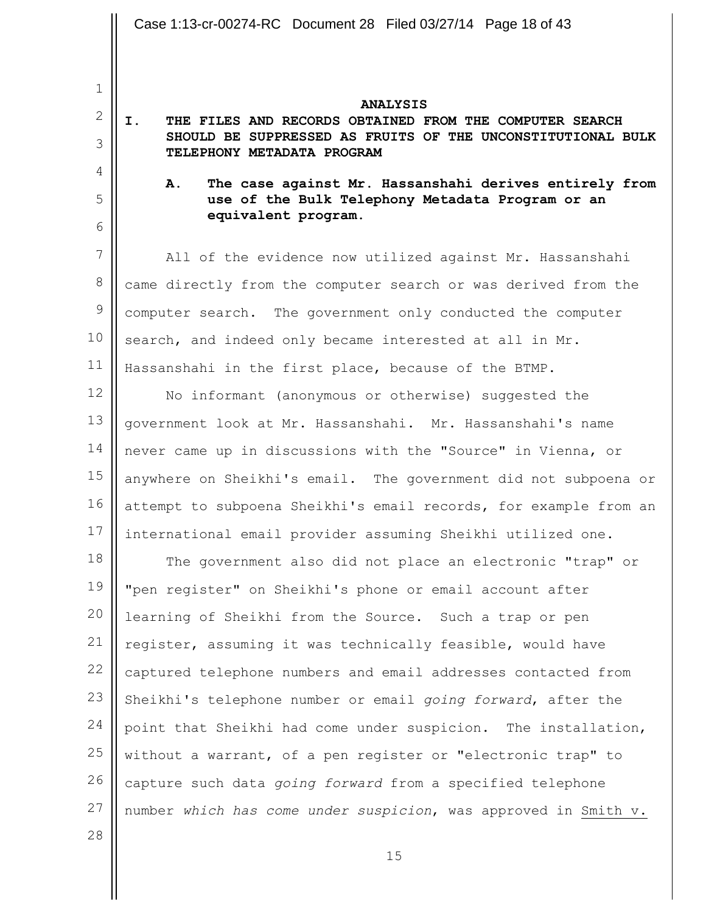## ANALYSIS

### I. THE FILES AND RECORDS OBTAINED FROM THE COMPUTER SEARCH SHOULD BE SUPPRESSED AS FRUITS OF THE UNCONSTITUTIONAL BULK TELEPHONY METADATA PROGRAM

#### A. The case against Mr. Hassanshahi derives entirely from use of the Bulk Telephony Metadata Program or an equivalent program.

All of the evidence now utilized against Mr. Hassanshahi came directly from the computer search or was derived from the computer search. The government only conducted the computer search, and indeed only became interested at all in Mr. Hassanshahi in the first place, because of the BTMP.

No informant (anonymous or otherwise) suggested the government look at Mr. Hassanshahi. Mr. Hassanshahi's name never came up in discussions with the "Source" in Vienna, or anywhere on Sheikhi's email. The government did not subpoena or attempt to subpoena Sheikhi's email records, for example from an international email provider assuming Sheikhi utilized one.

The government also did not place an electronic "trap" or "pen register" on Sheikhi's phone or email account after learning of Sheikhi from the Source. Such a trap or pen register, assuming it was technically feasible, would have captured telephone numbers and email addresses contacted from Sheikhi's telephone number or email *going forward*, after the point that Sheikhi had come under suspicion. The installation, without a warrant, of a pen register or "electronic trap" to capture such data *going forward* from a specified telephone number *which has come under suspicion*, was approved in Smith v.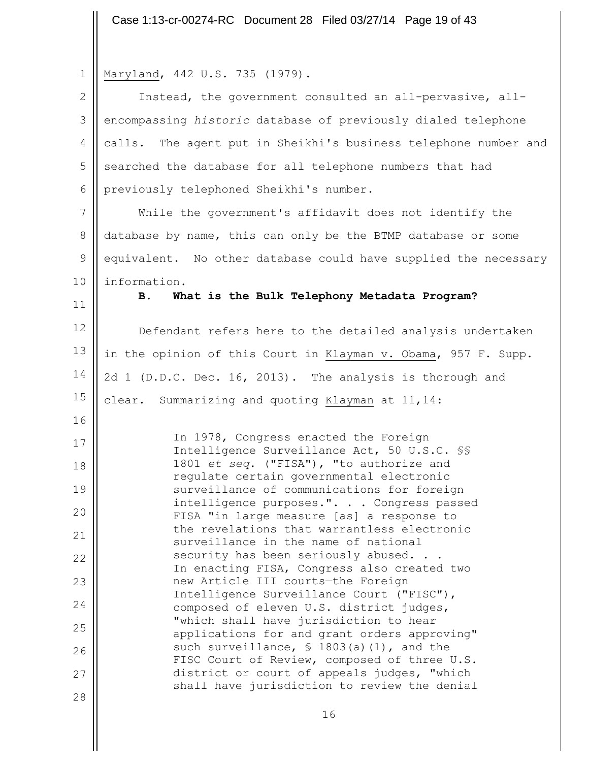Maryland, 442 U.S. 735 (1979).

Instead, the government consulted an all-pervasive, all-encompassing *historic* database of previously dialed telephone calls. The agent put in Sheikhi's business telephone number and searched the database for all telephone numbers that had previously telephoned Sheikhi's number.

While the government's affidavit does not identify the database by name, this can only be the BTMP database or some equivalent. No other database could have supplied the necessary information.

### B. What is the Bulk Telephony Metadata Program?

Defendant refers here to the detailed analysis undertaken in the opinion of this Court in Klayman v. Obama, 957 F. Supp. 2d 1 (D.D.C. Dec. 16, 2013). The analysis is thorough and clear. Summarizing and quoting Klayman at 11,14:

> In 1978, Congress enacted the Foreign Intelligence Surveillance Act, 50 U.S.C. §§ 1801 *et seq.* ("FISA"), "to authorize and regulate certain governmental electronic surveillance of communications for foreign intelligence purposes.". . . Congress passed FISA "in large measure [as] a response to the revelations that warrantless electronic surveillance in the name of national security has been seriously abused. . . In enacting FISA, Congress also created two new Article III courts—the Foreign Intelligence Surveillance Court ("FISC"), composed of eleven U.S. district judges, "which shall have jurisdiction to hear applications for and grant orders approving" such surveillance, § 1803(a)(1), and the FISC Court of Review, composed of three U.S. district or court of appeals judges, "which shall have jurisdiction to review the denial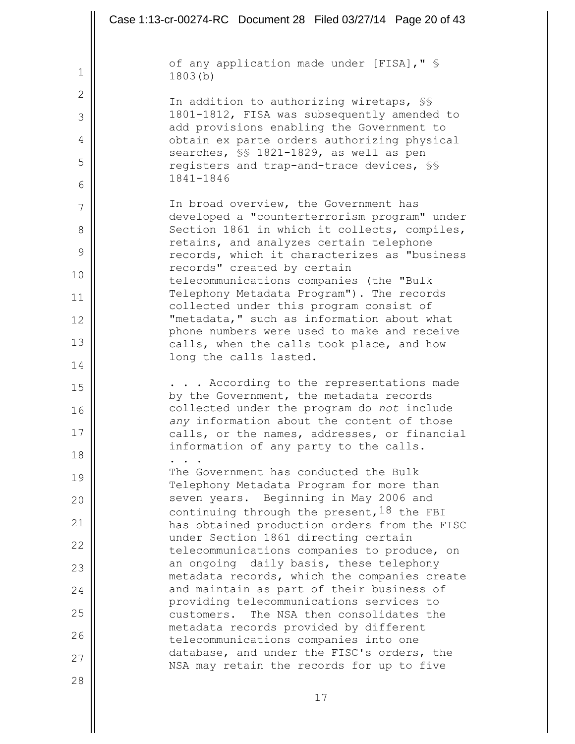of any application made under [FISA]," § 1803(b)

In addition to authorizing wiretaps, §§ 1801-1812, FISA was subsequently amended to add provisions enabling the Government to obtain ex parte orders authorizing physical searches, §§ 1821-1829, as well as pen registers and trap-and-trace devices, §§ 1841-1846

In broad overview, the Government has developed a "counterterrorism program" under Section 1861 in which it collects, compiles, retains, and analyzes certain telephone records, which it characterizes as "business records" created by certain telecommunications companies (the "Bulk Telephony Metadata Program"). The records collected under this program consist of "metadata," such as information about what phone numbers were used to make and receive calls, when the calls took place, and how long the calls lasted.

. . . According to the representations made by the Government, the metadata records collected under the program do *not* include *any* information about the content of those calls, or the names, addresses, or financial information of any party to the calls.

. . .

The Government has conducted the Bulk Telephony Metadata Program for more than seven years. Beginning in May 2006 and continuing through the present,[18] the FBI has obtained production orders from the FISC under Section 1861 directing certain telecommunications companies to produce, on an ongoing daily basis, these telephony metadata records, which the companies create and maintain as part of their business of providing telecommunications services to customers. The NSA then consolidates the metadata records provided by different telecommunications companies into one database, and under the FISC's orders, the NSA may retain the records for up to five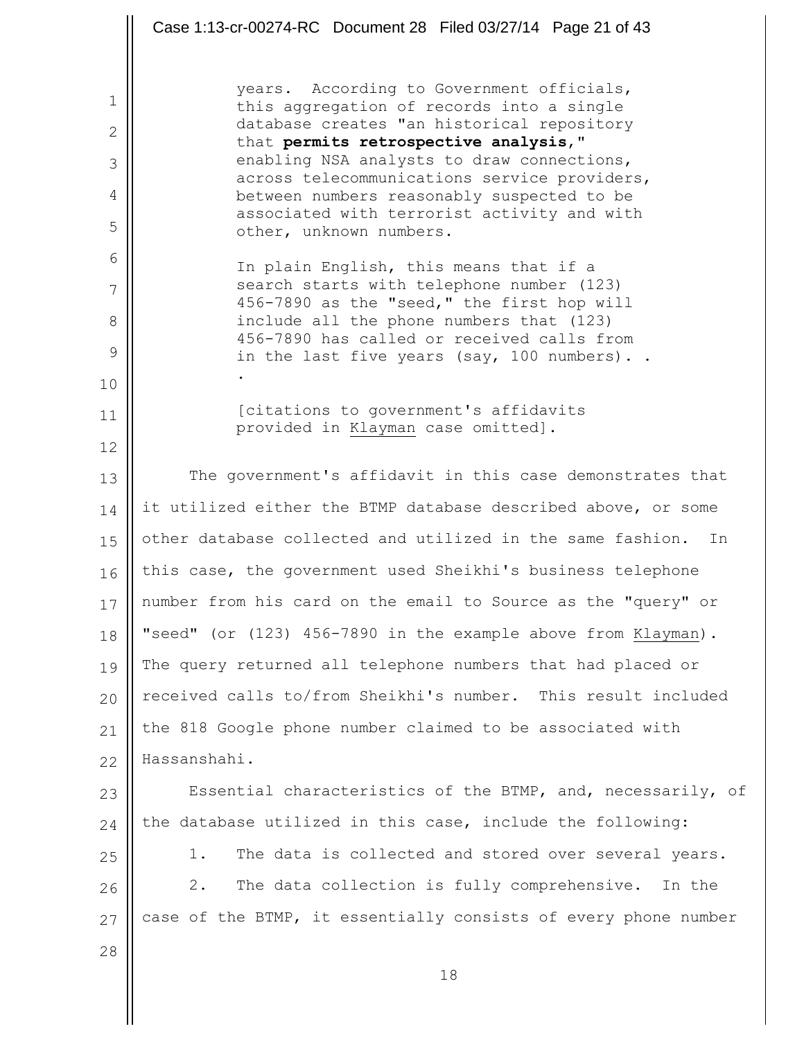> years. According to Government officials, this aggregation of records into a single database creates "an historical repository that **permits retrospective analysis**," enabling NSA analysts to draw connections, across telecommunications service providers, between numbers reasonably suspected to be associated with terrorist activity and with other, unknown numbers.
>
> In plain English, this means that if a search starts with telephone number (123) 456-7890 as the "seed," the first hop will include all the phone numbers that (123) 456-7890 has called or received calls from in the last five years (say, 100 numbers). . .
>
> [citations to government's affidavits provided in Klayman case omitted].

The government's affidavit in this case demonstrates that it utilized either the BTMP database described above, or some other database collected and utilized in the same fashion. In this case, the government used Sheikhi's business telephone number from his card on the email to Source as the "query" or "seed" (or (123) 456-7890 in the example above from Klayman). The query returned all telephone numbers that had placed or received calls to/from Sheikhi's number. This result included the 818 Google phone number claimed to be associated with Hassanshahi.

Essential characteristics of the BTMP, and, necessarily, of the database utilized in this case, include the following:

1. The data is collected and stored over several years.

2. The data collection is fully comprehensive. In the case of the BTMP, it essentially consists of every phone number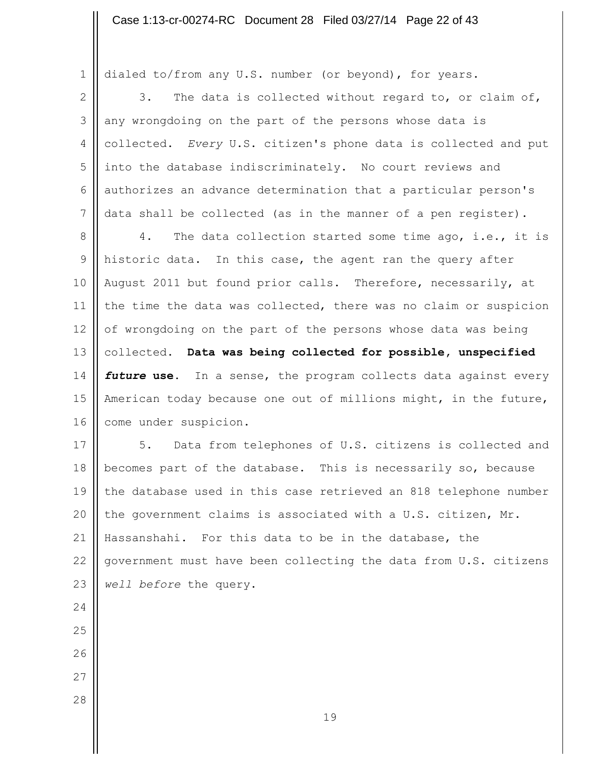dialed to/from any U.S. number (or beyond), for years.

3. The data is collected without regard to, or claim of, any wrongdoing on the part of the persons whose data is collected. *Every* U.S. citizen's phone data is collected and put into the database indiscriminately. No court reviews and authorizes an advance determination that a particular person's data shall be collected (as in the manner of a pen register).

4. The data collection started some time ago, i.e., it is historic data. In this case, the agent ran the query after August 2011 but found prior calls. Therefore, necessarily, at the time the data was collected, there was no claim or suspicion of wrongdoing on the part of the persons whose data was being collected. **Data was being collected for possible, unspecified *future* use.** In a sense, the program collects data against every American today because one out of millions might, in the future, come under suspicion.

5. Data from telephones of U.S. citizens is collected and becomes part of the database. This is necessarily so, because the database used in this case retrieved an 818 telephone number the government claims is associated with a U.S. citizen, Mr. Hassanshahi. For this data to be in the database, the government must have been collecting the data from U.S. citizens *well before* the query.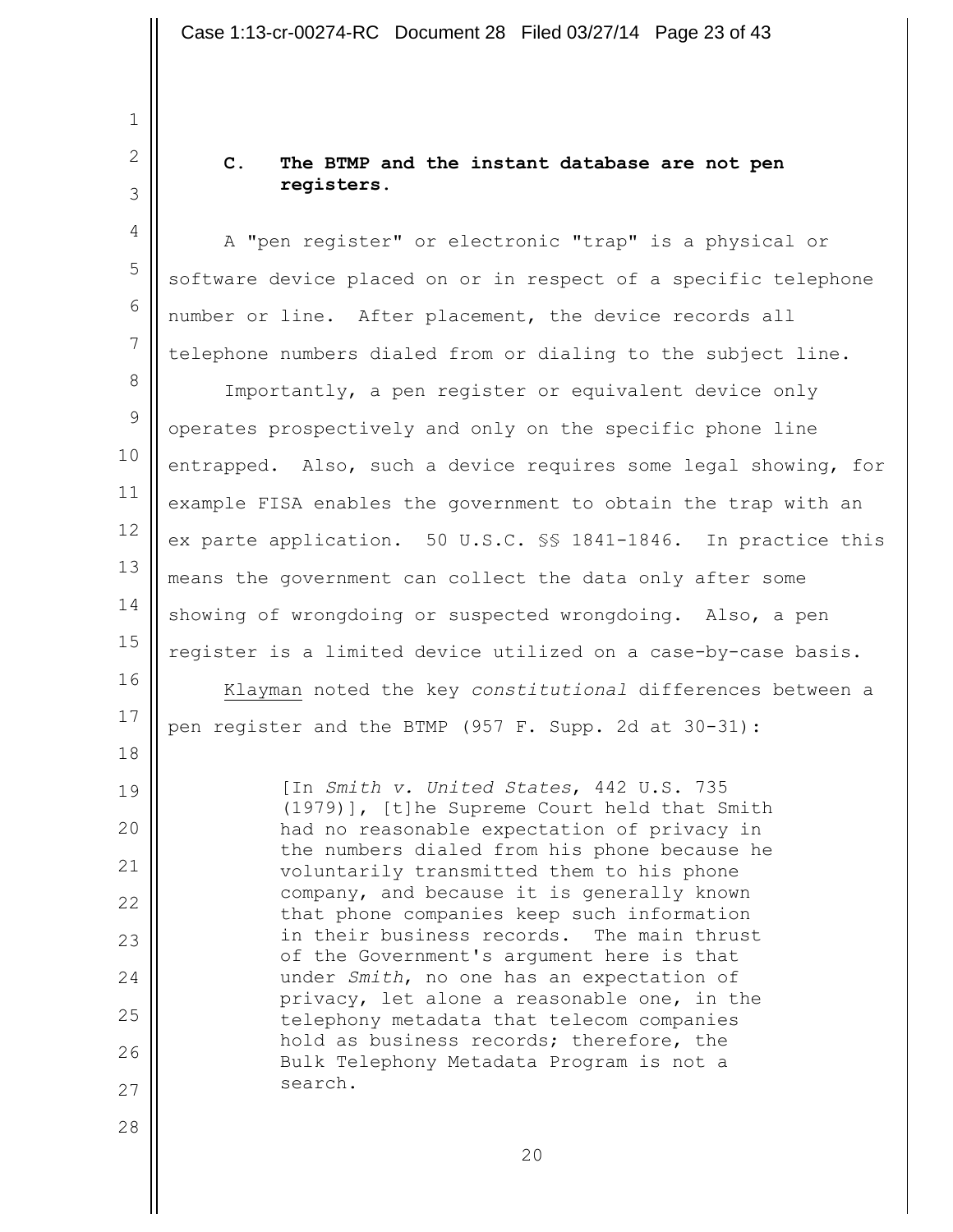### C. The BTMP and the instant database are not pen registers.

A "pen register" or electronic "trap" is a physical or software device placed on or in respect of a specific telephone number or line. After placement, the device records all telephone numbers dialed from or dialing to the subject line.

Importantly, a pen register or equivalent device only operates prospectively and only on the specific phone line entrapped. Also, such a device requires some legal showing, for example FISA enables the government to obtain the trap with an ex parte application. 50 U.S.C. §§ 1841-1846. In practice this means the government can collect the data only after some showing of wrongdoing or suspected wrongdoing. Also, a pen register is a limited device utilized on a case-by-case basis.

Klayman noted the key *constitutional* differences between a pen register and the BTMP (957 F. Supp. 2d at 30-31):

> [In *Smith v. United States*, 442 U.S. 735 (1979)], [t]he Supreme Court held that Smith had no reasonable expectation of privacy in the numbers dialed from his phone because he voluntarily transmitted them to his phone company, and because it is generally known that phone companies keep such information in their business records. The main thrust of the Government's argument here is that under *Smith*, no one has an expectation of privacy, let alone a reasonable one, in the telephony metadata that telecom companies hold as business records; therefore, the Bulk Telephony Metadata Program is not a search.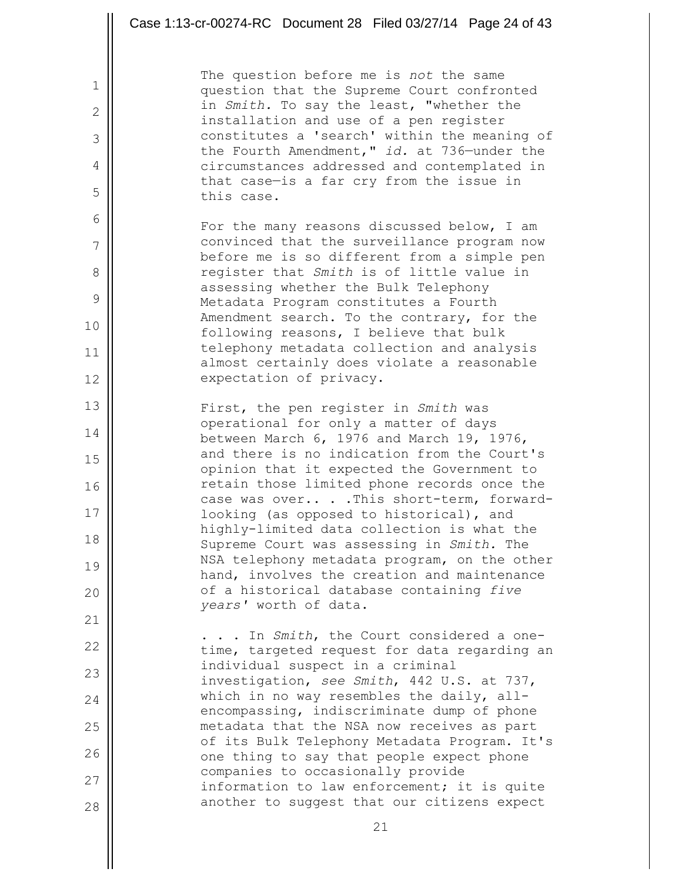The question before me is *not* the same question that the Supreme Court confronted in *Smith.* To say the least, "whether the installation and use of a pen register constitutes a 'search' within the meaning of the Fourth Amendment," *id.* at 736—under the circumstances addressed and contemplated in that case—is a far cry from the issue in this case.

For the many reasons discussed below, I am convinced that the surveillance program now before me is so different from a simple pen register that *Smith* is of little value in assessing whether the Bulk Telephony Metadata Program constitutes a Fourth Amendment search. To the contrary, for the following reasons, I believe that bulk telephony metadata collection and analysis almost certainly does violate a reasonable expectation of privacy.

First, the pen register in *Smith* was operational for only a matter of days between March 6, 1976 and March 19, 1976, and there is no indication from the Court's opinion that it expected the Government to retain those limited phone records once the case was over.. . .This short-term, forward-looking (as opposed to historical), and highly-limited data collection is what the Supreme Court was assessing in *Smith.* The NSA telephony metadata program, on the other hand, involves the creation and maintenance of a historical database containing *five years'* worth of data.

. . . In *Smith*, the Court considered a one-time, targeted request for data regarding an individual suspect in a criminal investigation, *see Smith*, 442 U.S. at 737, which in no way resembles the daily, all-encompassing, indiscriminate dump of phone metadata that the NSA now receives as part of its Bulk Telephony Metadata Program. It's one thing to say that people expect phone companies to occasionally provide information to law enforcement; it is quite another to suggest that our citizens expect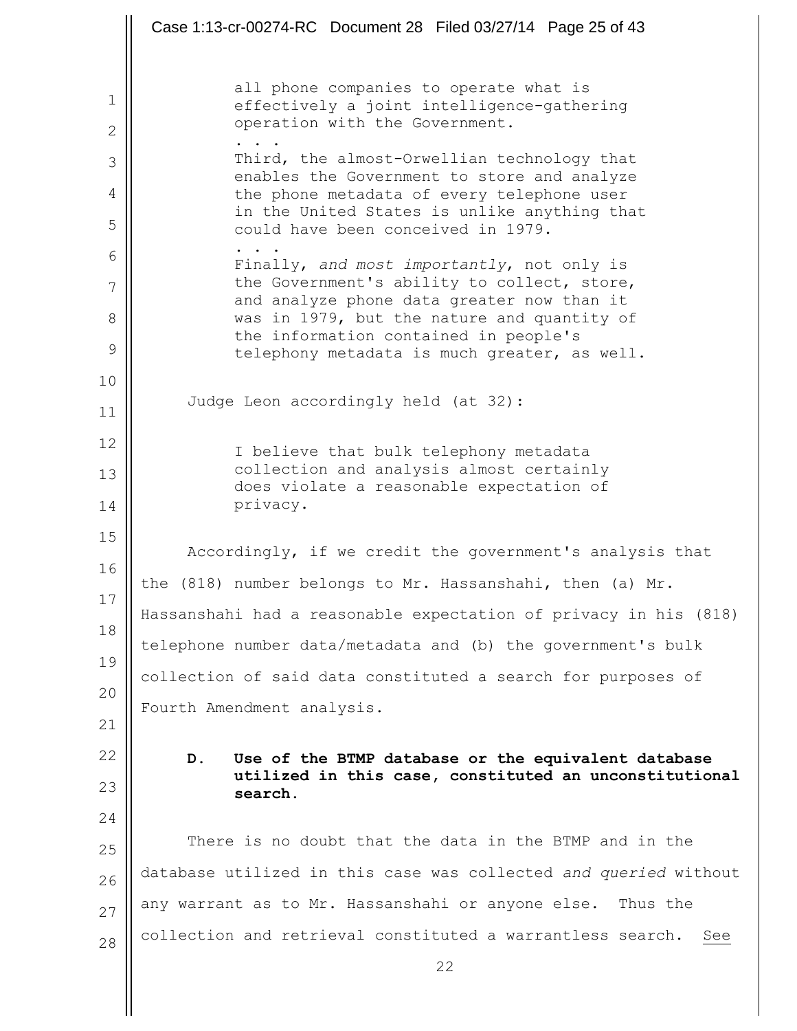> all phone companies to operate what is effectively a joint intelligence-gathering operation with the Government.
>
> . . .
>
> Third, the almost-Orwellian technology that enables the Government to store and analyze the phone metadata of every telephone user in the United States is unlike anything that could have been conceived in 1979.
>
> . . .
>
> Finally, *and most importantly*, not only is the Government's ability to collect, store, and analyze phone data greater now than it was in 1979, but the nature and quantity of the information contained in people's telephony metadata is much greater, as well.

Judge Leon accordingly held (at 32):

> I believe that bulk telephony metadata collection and analysis almost certainly does violate a reasonable expectation of privacy.

Accordingly, if we credit the government's analysis that the (818) number belongs to Mr. Hassanshahi, then (a) Mr. Hassanshahi had a reasonable expectation of privacy in his (818) telephone number data/metadata and (b) the government's bulk collection of said data constituted a search for purposes of Fourth Amendment analysis.

**D. Use of the BTMP database or the equivalent database utilized in this case, constituted an unconstitutional search.**

There is no doubt that the data in the BTMP and in the database utilized in this case was collected *and queried* without any warrant as to Mr. Hassanshahi or anyone else. Thus the collection and retrieval constituted a warrantless search. See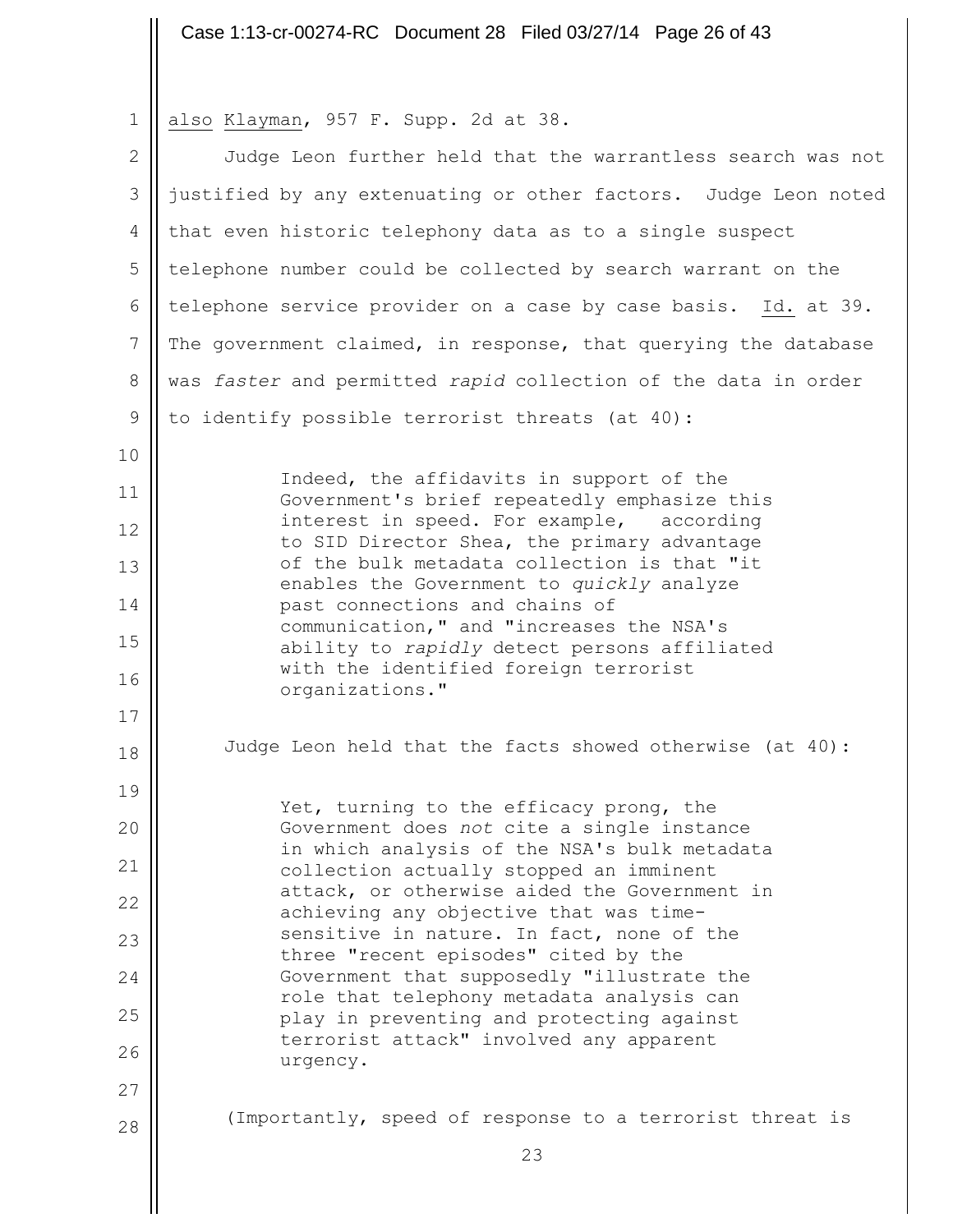also Klayman, 957 F. Supp. 2d at 38.

Judge Leon further held that the warrantless search was not justified by any extenuating or other factors. Judge Leon noted that even historic telephony data as to a single suspect telephone number could be collected by search warrant on the telephone service provider on a case by case basis. Id. at 39. The government claimed, in response, that querying the database was *faster* and permitted *rapid* collection of the data in order to identify possible terrorist threats (at 40):

> Indeed, the affidavits in support of the Government's brief repeatedly emphasize this interest in speed. For example, according to SID Director Shea, the primary advantage of the bulk metadata collection is that "it enables the Government to *quickly* analyze past connections and chains of communication," and "increases the NSA's ability to *rapidly* detect persons affiliated with the identified foreign terrorist organizations."

Judge Leon held that the facts showed otherwise (at 40):

> Yet, turning to the efficacy prong, the Government does *not* cite a single instance in which analysis of the NSA's bulk metadata collection actually stopped an imminent attack, or otherwise aided the Government in achieving any objective that was time-sensitive in nature. In fact, none of the three "recent episodes" cited by the Government that supposedly "illustrate the role that telephony metadata analysis can play in preventing and protecting against terrorist attack" involved any apparent urgency.

(Importantly, speed of response to a terrorist threat is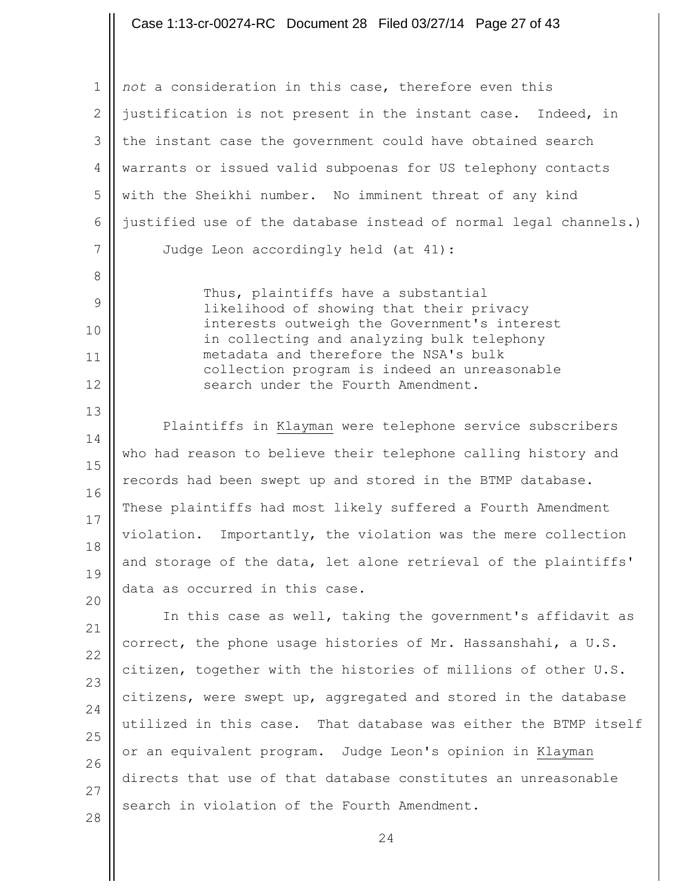*not* a consideration in this case, therefore even this justification is not present in the instant case. Indeed, in the instant case the government could have obtained search warrants or issued valid subpoenas for US telephony contacts with the Sheikhi number. No imminent threat of any kind justified use of the database instead of normal legal channels.)

Judge Leon accordingly held (at 41):

> Thus, plaintiffs have a substantial likelihood of showing that their privacy interests outweigh the Government's interest in collecting and analyzing bulk telephony metadata and therefore the NSA's bulk collection program is indeed an unreasonable search under the Fourth Amendment.

Plaintiffs in Klayman were telephone service subscribers who had reason to believe their telephone calling history and records had been swept up and stored in the BTMP database. These plaintiffs had most likely suffered a Fourth Amendment violation. Importantly, the violation was the mere collection and storage of the data, let alone retrieval of the plaintiffs' data as occurred in this case.

In this case as well, taking the government's affidavit as correct, the phone usage histories of Mr. Hassanshahi, a U.S. citizen, together with the histories of millions of other U.S. citizens, were swept up, aggregated and stored in the database utilized in this case. That database was either the BTMP itself or an equivalent program. Judge Leon's opinion in Klayman directs that use of that database constitutes an unreasonable search in violation of the Fourth Amendment.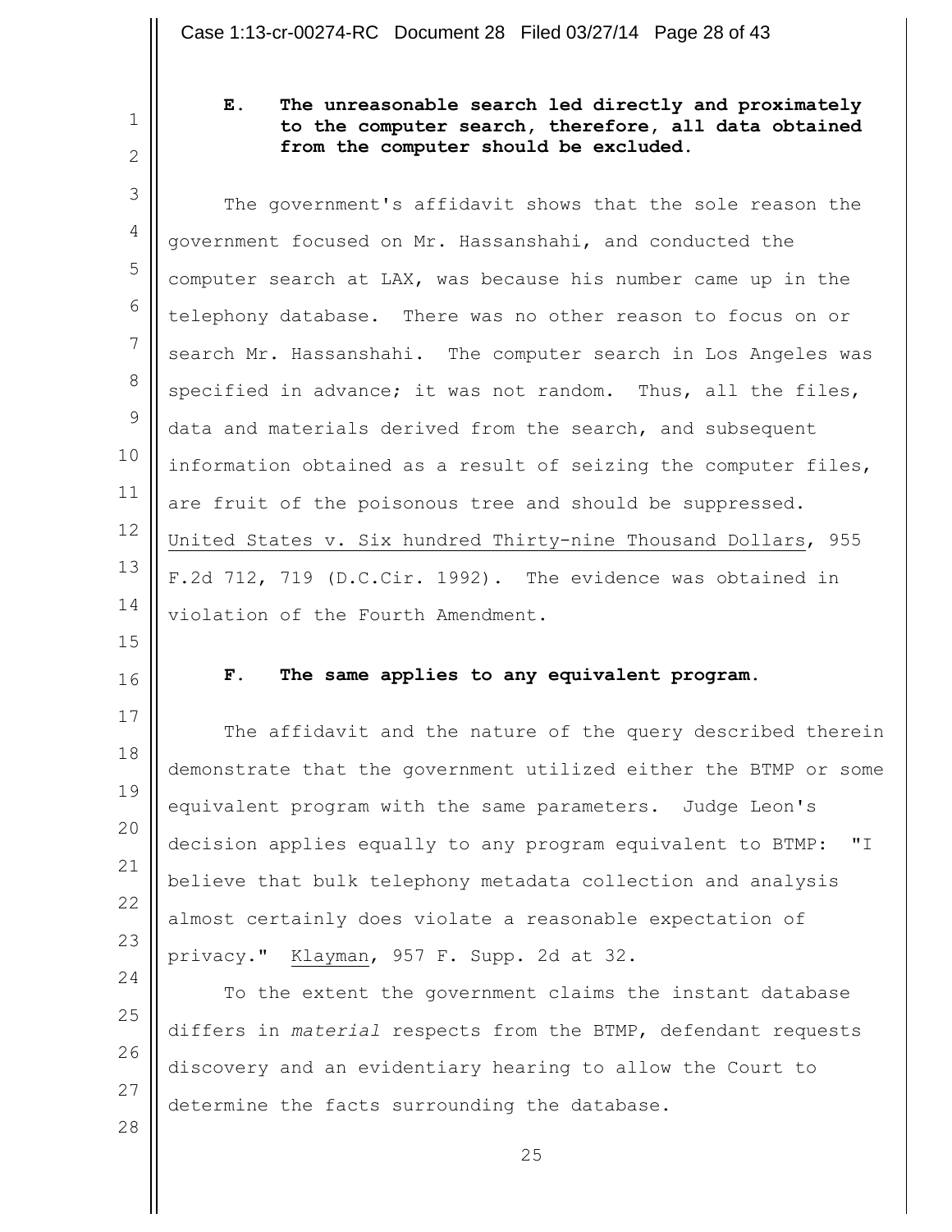### E. The unreasonable search led directly and proximately to the computer search, therefore, all data obtained from the computer should be excluded.

The government's affidavit shows that the sole reason the government focused on Mr. Hassanshahi, and conducted the computer search at LAX, was because his number came up in the telephony database. There was no other reason to focus on or search Mr. Hassanshahi. The computer search in Los Angeles was specified in advance; it was not random. Thus, all the files, data and materials derived from the search, and subsequent information obtained as a result of seizing the computer files, are fruit of the poisonous tree and should be suppressed. United States v. Six hundred Thirty-nine Thousand Dollars, 955 F.2d 712, 719 (D.C.Cir. 1992). The evidence was obtained in violation of the Fourth Amendment.

### F. The same applies to any equivalent program.

The affidavit and the nature of the query described therein demonstrate that the government utilized either the BTMP or some equivalent program with the same parameters. Judge Leon's decision applies equally to any program equivalent to BTMP: "I believe that bulk telephony metadata collection and analysis almost certainly does violate a reasonable expectation of privacy." Klayman, 957 F. Supp. 2d at 32.

To the extent the government claims the instant database differs in *material* respects from the BTMP, defendant requests discovery and an evidentiary hearing to allow the Court to determine the facts surrounding the database.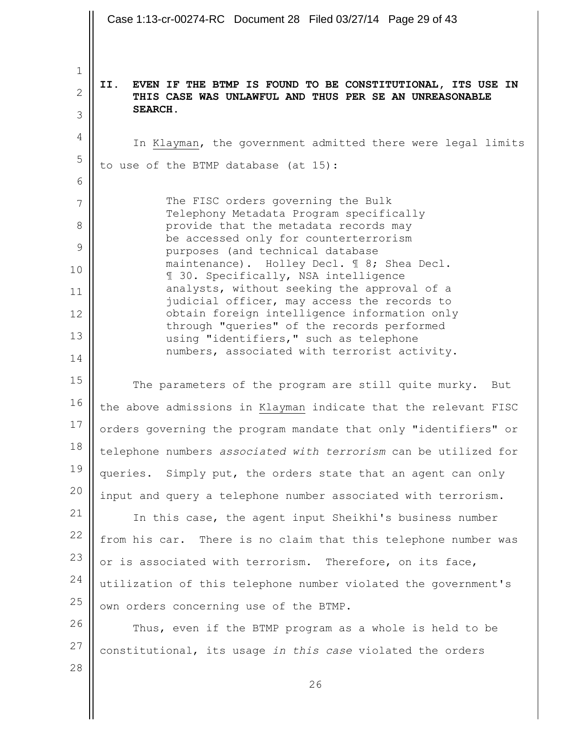## II. EVEN IF THE BTMP IS FOUND TO BE CONSTITUTIONAL, ITS USE IN THIS CASE WAS UNLAWFUL AND THUS PER SE AN UNREASONABLE SEARCH.

In Klayman, the government admitted there were legal limits to use of the BTMP database (at 15):

> The FISC orders governing the Bulk Telephony Metadata Program specifically provide that the metadata records may be accessed only for counterterrorism purposes (and technical database maintenance). Holley Decl. ¶ 8; Shea Decl. ¶ 30. Specifically, NSA intelligence analysts, without seeking the approval of a judicial officer, may access the records to obtain foreign intelligence information only through "queries" of the records performed using "identifiers," such as telephone numbers, associated with terrorist activity.

The parameters of the program are still quite murky. But the above admissions in Klayman indicate that the relevant FISC orders governing the program mandate that only "identifiers" or telephone numbers *associated with terrorism* can be utilized for queries. Simply put, the orders state that an agent can only input and query a telephone number associated with terrorism.

In this case, the agent input Sheikhi's business number from his car. There is no claim that this telephone number was or is associated with terrorism. Therefore, on its face, utilization of this telephone number violated the government's own orders concerning use of the BTMP.

Thus, even if the BTMP program as a whole is held to be constitutional, its usage *in this case* violated the orders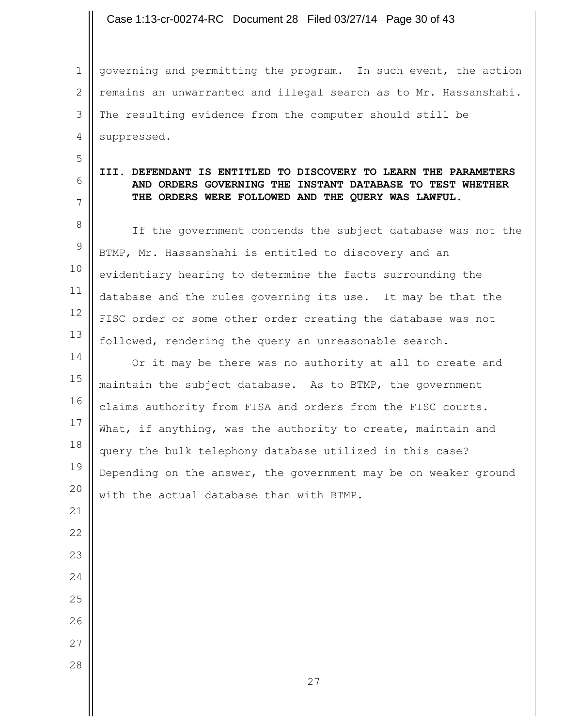governing and permitting the program. In such event, the action remains an unwarranted and illegal search as to Mr. Hassanshahi. The resulting evidence from the computer should still be suppressed.

## III. DEFENDANT IS ENTITLED TO DISCOVERY TO LEARN THE PARAMETERS AND ORDERS GOVERNING THE INSTANT DATABASE TO TEST WHETHER THE ORDERS WERE FOLLOWED AND THE QUERY WAS LAWFUL.

If the government contends the subject database was not the BTMP, Mr. Hassanshahi is entitled to discovery and an evidentiary hearing to determine the facts surrounding the database and the rules governing its use. It may be that the FISC order or some other order creating the database was not followed, rendering the query an unreasonable search.

Or it may be there was no authority at all to create and maintain the subject database. As to BTMP, the government claims authority from FISA and orders from the FISC courts. What, if anything, was the authority to create, maintain and query the bulk telephony database utilized in this case? Depending on the answer, the government may be on weaker ground with the actual database than with BTMP.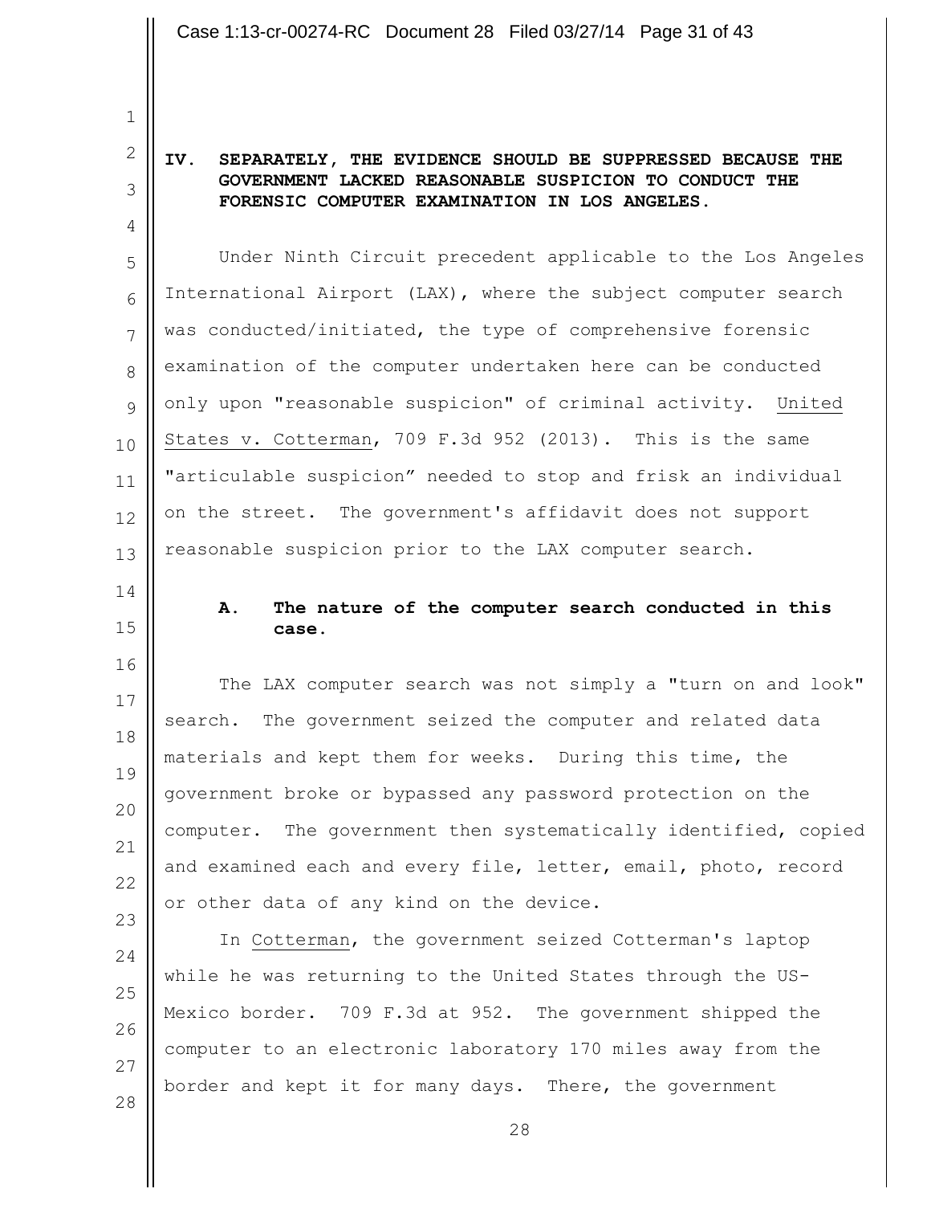## IV. SEPARATELY, THE EVIDENCE SHOULD BE SUPPRESSED BECAUSE THE GOVERNMENT LACKED REASONABLE SUSPICION TO CONDUCT THE FORENSIC COMPUTER EXAMINATION IN LOS ANGELES.

Under Ninth Circuit precedent applicable to the Los Angeles International Airport (LAX), where the subject computer search was conducted/initiated, the type of comprehensive forensic examination of the computer undertaken here can be conducted only upon "reasonable suspicion" of criminal activity. United States v. Cotterman, 709 F.3d 952 (2013). This is the same "articulable suspicion" needed to stop and frisk an individual on the street. The government's affidavit does not support reasonable suspicion prior to the LAX computer search.

### A. The nature of the computer search conducted in this case.

The LAX computer search was not simply a "turn on and look" search. The government seized the computer and related data materials and kept them for weeks. During this time, the government broke or bypassed any password protection on the computer. The government then systematically identified, copied and examined each and every file, letter, email, photo, record or other data of any kind on the device.

In Cotterman, the government seized Cotterman's laptop while he was returning to the United States through the US-Mexico border. 709 F.3d at 952. The government shipped the computer to an electronic laboratory 170 miles away from the border and kept it for many days. There, the government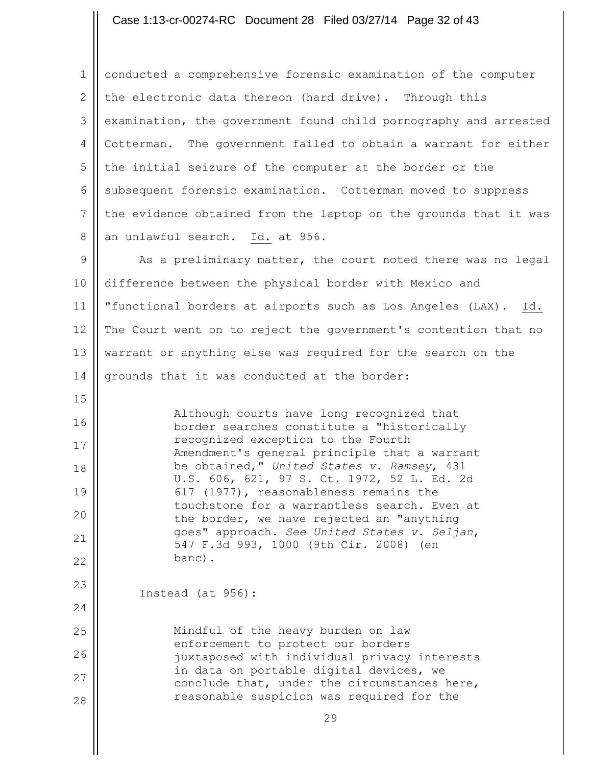conducted a comprehensive forensic examination of the computer the electronic data thereon (hard drive). Through this examination, the government found child pornography and arrested Cotterman. The government failed to obtain a warrant for either the initial seizure of the computer at the border or the subsequent forensic examination. Cotterman moved to suppress the evidence obtained from the laptop on the grounds that it was an unlawful search. Id. at 956.

As a preliminary matter, the court noted there was no legal difference between the physical border with Mexico and "functional borders at airports such as Los Angeles (LAX). Id. The Court went on to reject the government's contention that no warrant or anything else was required for the search on the grounds that it was conducted at the border:

> Although courts have long recognized that border searches constitute a "historically recognized exception to the Fourth Amendment's general principle that a warrant be obtained," *United States v. Ramsey*, 431 U.S. 606, 621, 97 S. Ct. 1972, 52 L. Ed. 2d 617 (1977), reasonableness remains the touchstone for a warrantless search. Even at the border, we have rejected an "anything goes" approach. *See United States v. Seljan*, 547 F.3d 993, 1000 (9th Cir. 2008) (en banc).

Instead (at 956):

> Mindful of the heavy burden on law enforcement to protect our borders juxtaposed with individual privacy interests in data on portable digital devices, we conclude that, under the circumstances here, reasonable suspicion was required for the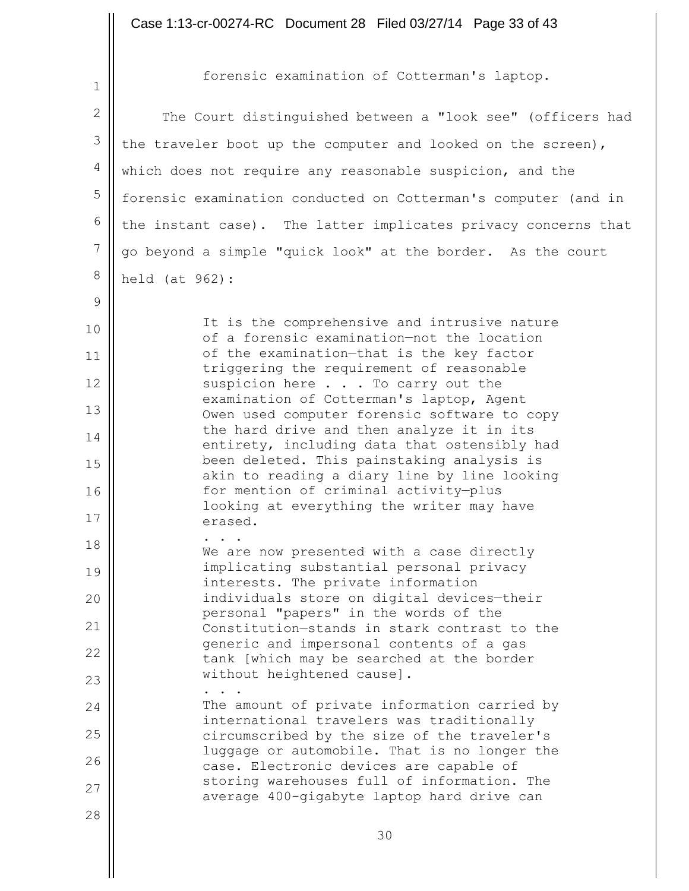forensic examination of Cotterman's laptop.

The Court distinguished between a "look see" (officers had the traveler boot up the computer and looked on the screen), which does not require any reasonable suspicion, and the forensic examination conducted on Cotterman's computer (and in the instant case). The latter implicates privacy concerns that go beyond a simple "quick look" at the border. As the court held (at 962):

> It is the comprehensive and intrusive nature of a forensic examination—not the location of the examination—that is the key factor triggering the requirement of reasonable suspicion here . . . To carry out the examination of Cotterman's laptop, Agent Owen used computer forensic software to copy the hard drive and then analyze it in its entirety, including data that ostensibly had been deleted. This painstaking analysis is akin to reading a diary line by line looking for mention of criminal activity—plus looking at everything the writer may have erased.
>
> . . .
>
> We are now presented with a case directly implicating substantial personal privacy interests. The private information individuals store on digital devices—their personal "papers" in the words of the Constitution—stands in stark contrast to the generic and impersonal contents of a gas tank [which may be searched at the border without heightened cause].
>
> . . .
>
> The amount of private information carried by international travelers was traditionally circumscribed by the size of the traveler's luggage or automobile. That is no longer the case. Electronic devices are capable of storing warehouses full of information. The average 400-gigabyte laptop hard drive can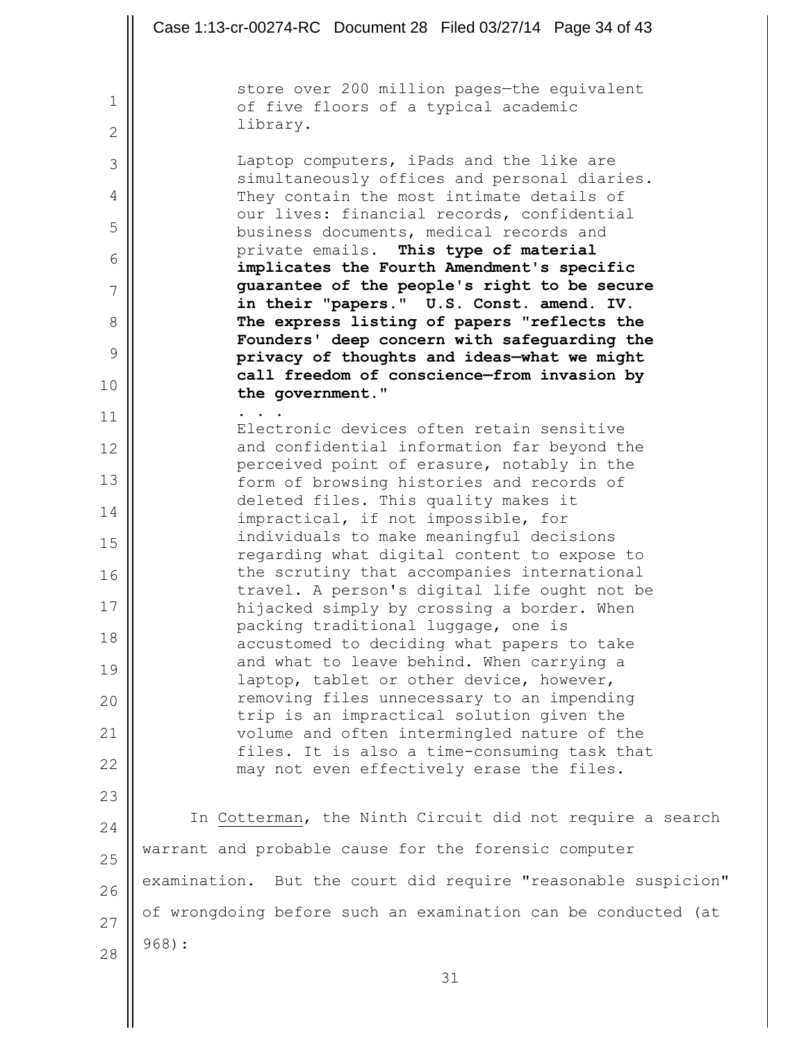> store over 200 million pages—the equivalent of five floors of a typical academic library.
>
> Laptop computers, iPads and the like are simultaneously offices and personal diaries. They contain the most intimate details of our lives: financial records, confidential business documents, medical records and private emails. **This type of material implicates the Fourth Amendment's specific guarantee of the people's right to be secure in their "papers." U.S. Const. amend. IV. The express listing of papers "reflects the Founders' deep concern with safeguarding the privacy of thoughts and ideas—what we might call freedom of conscience—from invasion by the government."**
>
> . . .
>
> Electronic devices often retain sensitive and confidential information far beyond the perceived point of erasure, notably in the form of browsing histories and records of deleted files. This quality makes it impractical, if not impossible, for individuals to make meaningful decisions regarding what digital content to expose to the scrutiny that accompanies international travel. A person's digital life ought not be hijacked simply by crossing a border. When packing traditional luggage, one is accustomed to deciding what papers to take and what to leave behind. When carrying a laptop, tablet or other device, however, removing files unnecessary to an impending trip is an impractical solution given the volume and often intermingled nature of the files. It is also a time-consuming task that may not even effectively erase the files.

In Cotterman, the Ninth Circuit did not require a search warrant and probable cause for the forensic computer examination. But the court did require "reasonable suspicion" of wrongdoing before such an examination can be conducted (at 968):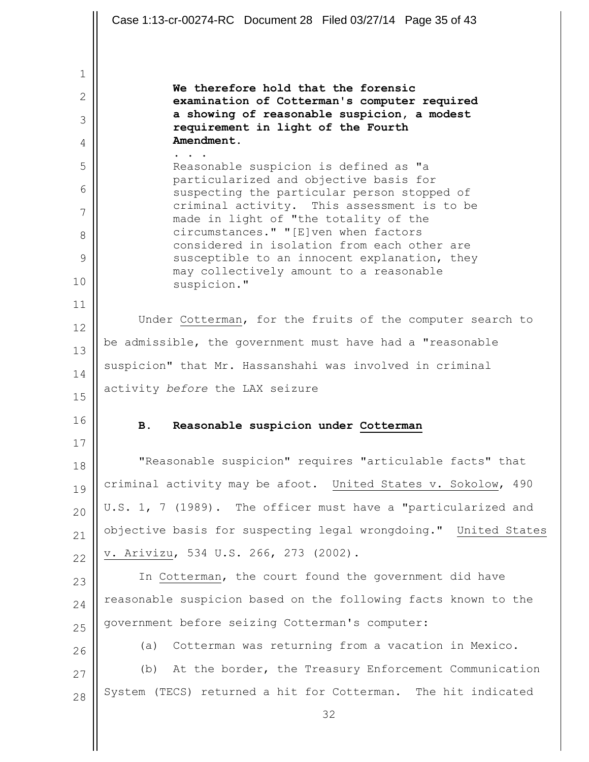> **We therefore hold that the forensic examination of Cotterman's computer required a showing of reasonable suspicion, a modest requirement in light of the Fourth Amendment.**
>
> . . .
>
> Reasonable suspicion is defined as "a particularized and objective basis for suspecting the particular person stopped of criminal activity. This assessment is to be made in light of "the totality of the circumstances." "[E]ven when factors considered in isolation from each other are susceptible to an innocent explanation, they may collectively amount to a reasonable suspicion."

Under Cotterman, for the fruits of the computer search to be admissible, the government must have had a "reasonable suspicion" that Mr. Hassanshahi was involved in criminal activity *before* the LAX seizure

**B. Reasonable suspicion under Cotterman**

"Reasonable suspicion" requires "articulable facts" that criminal activity may be afoot. United States v. Sokolow, 490 U.S. 1, 7 (1989). The officer must have a "particularized and objective basis for suspecting legal wrongdoing." United States v. Arivizu, 534 U.S. 266, 273 (2002).

In Cotterman, the court found the government did have reasonable suspicion based on the following facts known to the government before seizing Cotterman's computer:

(a) Cotterman was returning from a vacation in Mexico.

(b) At the border, the Treasury Enforcement Communication System (TECS) returned a hit for Cotterman. The hit indicated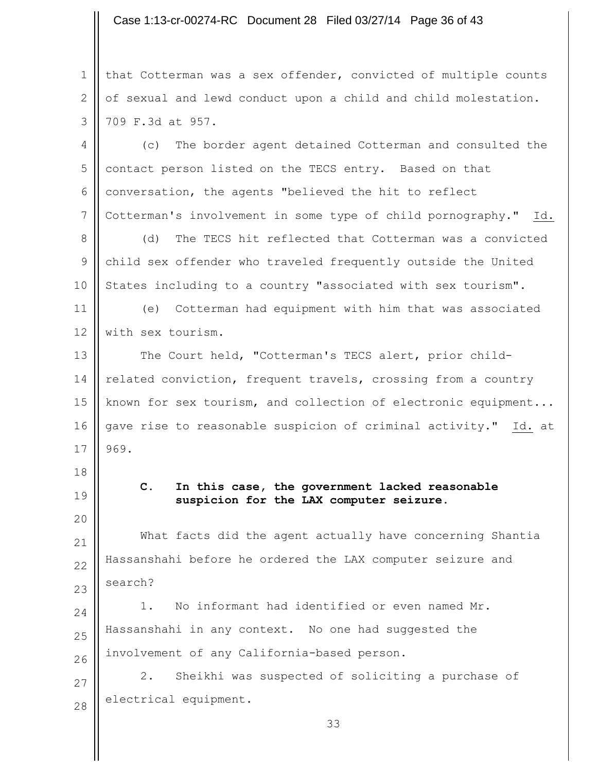that Cotterman was a sex offender, convicted of multiple counts of sexual and lewd conduct upon a child and child molestation. 709 F.3d at 957.

(c) The border agent detained Cotterman and consulted the contact person listed on the TECS entry. Based on that conversation, the agents "believed the hit to reflect Cotterman's involvement in some type of child pornography." Id.

(d) The TECS hit reflected that Cotterman was a convicted child sex offender who traveled frequently outside the United States including to a country "associated with sex tourism".

(e) Cotterman had equipment with him that was associated with sex tourism.

The Court held, "Cotterman's TECS alert, prior child-related conviction, frequent travels, crossing from a country known for sex tourism, and collection of electronic equipment... gave rise to reasonable suspicion of criminal activity." Id. at 969.

### C. In this case, the government lacked reasonable suspicion for the LAX computer seizure.

What facts did the agent actually have concerning Shantia Hassanshahi before he ordered the LAX computer seizure and search?

1. No informant had identified or even named Mr. Hassanshahi in any context. No one had suggested the involvement of any California-based person.

2. Sheikhi was suspected of soliciting a purchase of electrical equipment.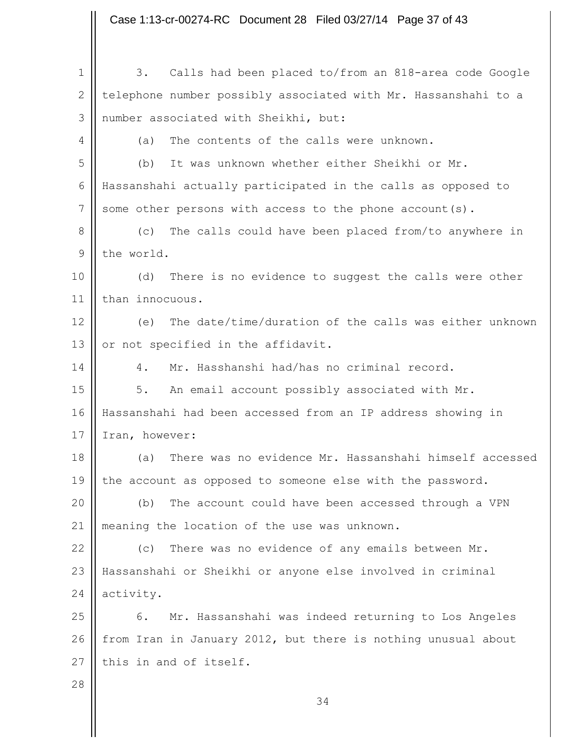3. Calls had been placed to/from an 818-area code Google telephone number possibly associated with Mr. Hassanshahi to a number associated with Sheikhi, but:

(a) The contents of the calls were unknown.

(b) It was unknown whether either Sheikhi or Mr. Hassanshahi actually participated in the calls as opposed to some other persons with access to the phone account(s).

(c) The calls could have been placed from/to anywhere in the world.

(d) There is no evidence to suggest the calls were other than innocuous.

(e) The date/time/duration of the calls was either unknown or not specified in the affidavit.

4. Mr. Hasshanshi had/has no criminal record.

5. An email account possibly associated with Mr. Hassanshahi had been accessed from an IP address showing in Iran, however:

(a) There was no evidence Mr. Hassanshahi himself accessed the account as opposed to someone else with the password.

(b) The account could have been accessed through a VPN meaning the location of the use was unknown.

(c) There was no evidence of any emails between Mr. Hassanshahi or Sheikhi or anyone else involved in criminal activity.

6. Mr. Hassanshahi was indeed returning to Los Angeles from Iran in January 2012, but there is nothing unusual about this in and of itself.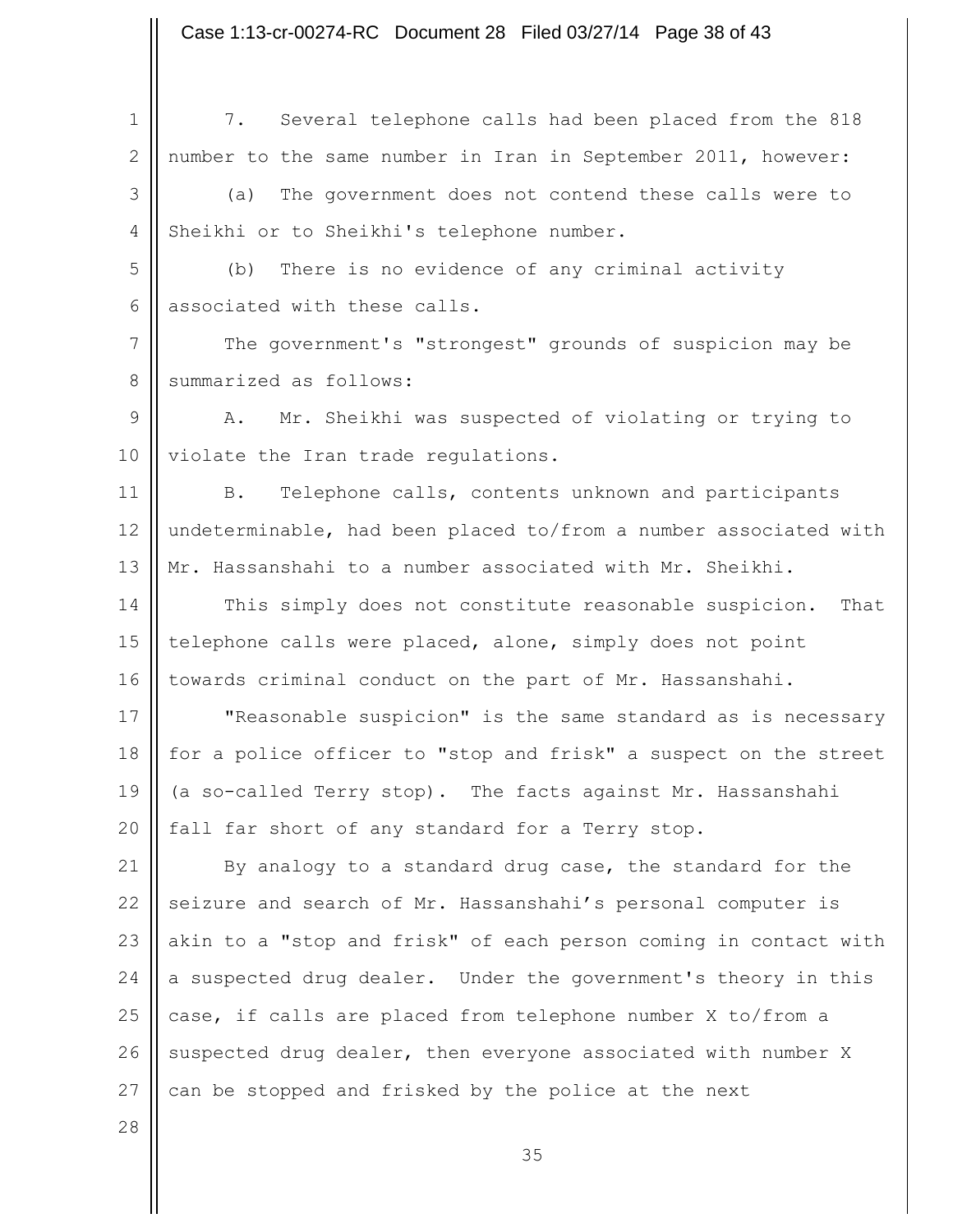7. Several telephone calls had been placed from the 818 number to the same number in Iran in September 2011, however:

(a) The government does not contend these calls were to Sheikhi or to Sheikhi's telephone number.

(b) There is no evidence of any criminal activity associated with these calls.

The government's "strongest" grounds of suspicion may be summarized as follows:

A. Mr. Sheikhi was suspected of violating or trying to violate the Iran trade regulations.

B. Telephone calls, contents unknown and participants undeterminable, had been placed to/from a number associated with Mr. Hassanshahi to a number associated with Mr. Sheikhi.

This simply does not constitute reasonable suspicion. That telephone calls were placed, alone, simply does not point towards criminal conduct on the part of Mr. Hassanshahi.

"Reasonable suspicion" is the same standard as is necessary for a police officer to "stop and frisk" a suspect on the street (a so-called Terry stop). The facts against Mr. Hassanshahi fall far short of any standard for a Terry stop.

By analogy to a standard drug case, the standard for the seizure and search of Mr. Hassanshahi's personal computer is akin to a "stop and frisk" of each person coming in contact with a suspected drug dealer. Under the government's theory in this case, if calls are placed from telephone number X to/from a suspected drug dealer, then everyone associated with number X can be stopped and frisked by the police at the next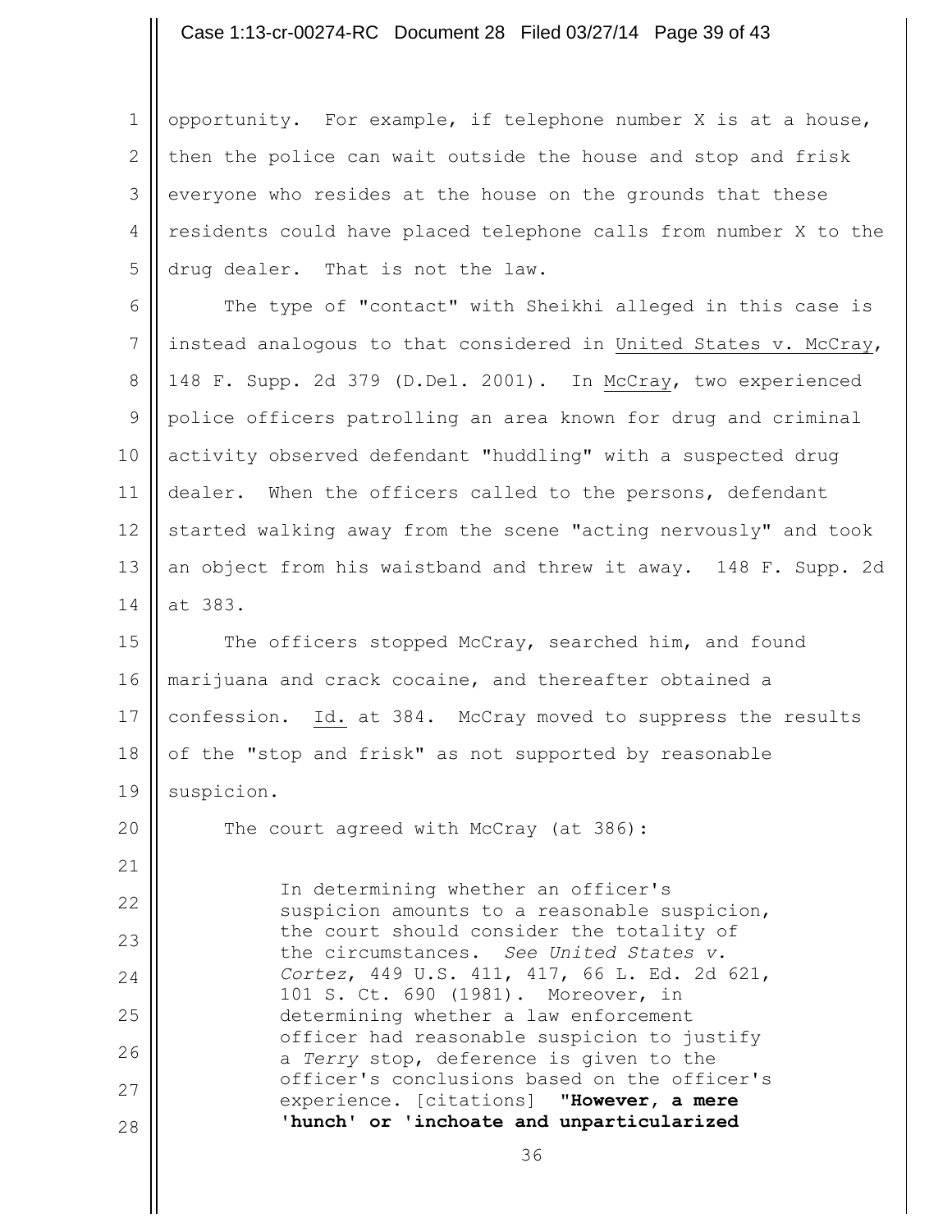opportunity. For example, if telephone number X is at a house, then the police can wait outside the house and stop and frisk everyone who resides at the house on the grounds that these residents could have placed telephone calls from number X to the drug dealer. That is not the law.

The type of "contact" with Sheikhi alleged in this case is instead analogous to that considered in United States v. McCray, 148 F. Supp. 2d 379 (D.Del. 2001). In McCray, two experienced police officers patrolling an area known for drug and criminal activity observed defendant "huddling" with a suspected drug dealer. When the officers called to the persons, defendant started walking away from the scene "acting nervously" and took an object from his waistband and threw it away. 148 F. Supp. 2d at 383.

The officers stopped McCray, searched him, and found marijuana and crack cocaine, and thereafter obtained a confession. Id. at 384. McCray moved to suppress the results of the "stop and frisk" as not supported by reasonable suspicion.

The court agreed with McCray (at 386):

> In determining whether an officer's suspicion amounts to a reasonable suspicion, the court should consider the totality of the circumstances. *See United States v. Cortez*, 449 U.S. 411, 417, 66 L. Ed. 2d 621, 101 S. Ct. 690 (1981). Moreover, in determining whether a law enforcement officer had reasonable suspicion to justify a *Terry* stop, deference is given to the officer's conclusions based on the officer's experience. [citations] **"However, a mere 'hunch' or 'inchoate and unparticularized**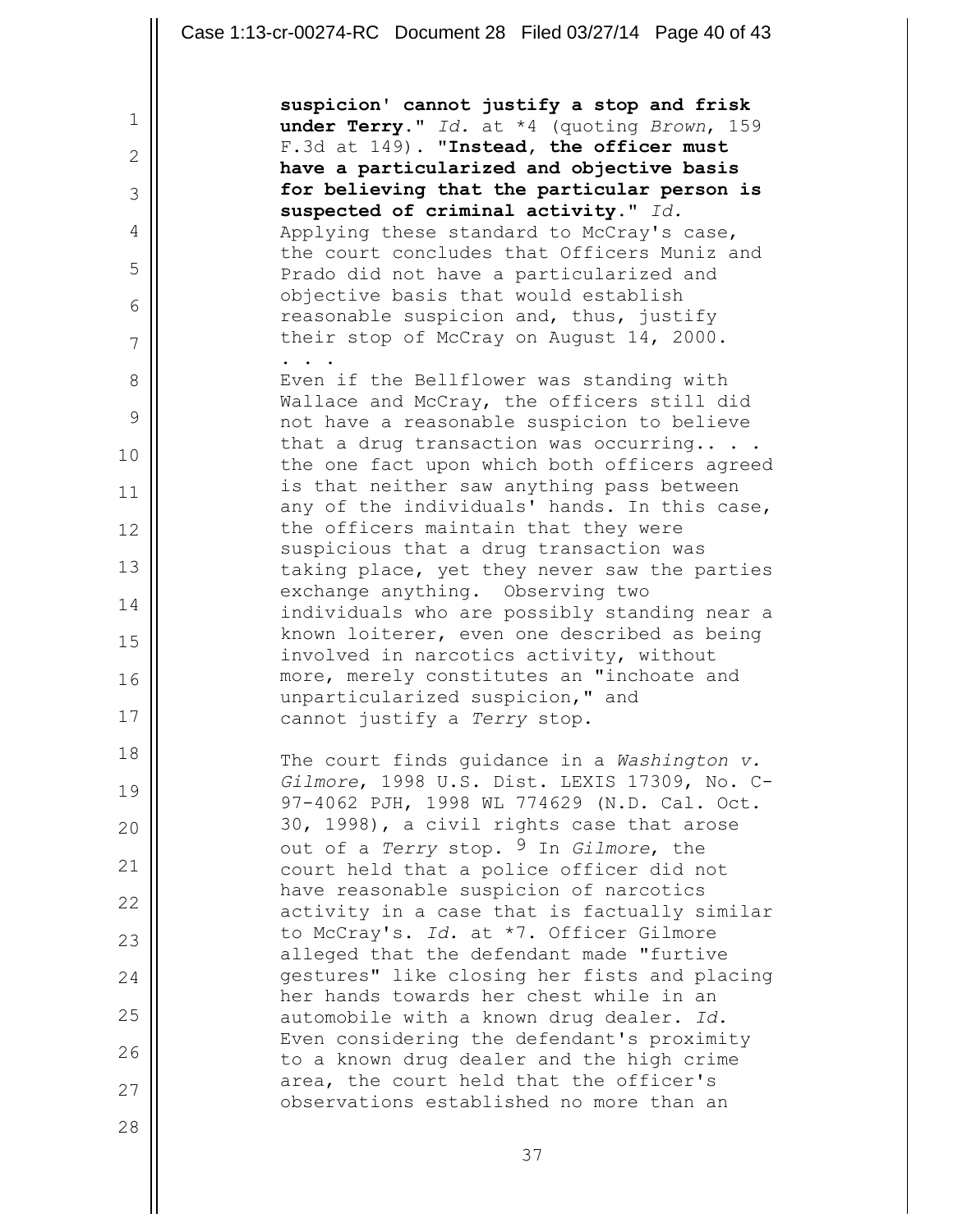**suspicion' cannot justify a stop and frisk under Terry."** *Id.* at *4 (quoting *Brown*, 159 F.3d at 149). **"Instead, the officer must have a particularized and objective basis for believing that the particular person is suspected of criminal activity."** *Id.* Applying these standard to McCray's case, the court concludes that Officers Muniz and Prado did not have a particularized and objective basis that would establish reasonable suspicion and, thus, justify their stop of McCray on August 14, 2000.
. . .
Even if the Bellflower was standing with Wallace and McCray, the officers still did not have a reasonable suspicion to believe that a drug transaction was occurring.. . . the one fact upon which both officers agreed is that neither saw anything pass between any of the individuals' hands. In this case, the officers maintain that they were suspicious that a drug transaction was taking place, yet they never saw the parties exchange anything. Observing two individuals who are possibly standing near a known loiterer, even one described as being involved in narcotics activity, without more, merely constitutes an "inchoate and unparticularized suspicion," and cannot justify a *Terry* stop.

The court finds guidance in a *Washington v. Gilmore*, 1998 U.S. Dist. LEXIS 17309, No. C-97-4062 PJH, 1998 WL 774629 (N.D. Cal. Oct. 30, 1998), a civil rights case that arose out of a *Terry* stop. [9] In *Gilmore*, the court held that a police officer did not have reasonable suspicion of narcotics activity in a case that is factually similar to McCray's. *Id.* at *7. Officer Gilmore alleged that the defendant made "furtive gestures" like closing her fists and placing her hands towards her chest while in an automobile with a known drug dealer. *Id.* Even considering the defendant's proximity to a known drug dealer and the high crime area, the court held that the officer's observations established no more than an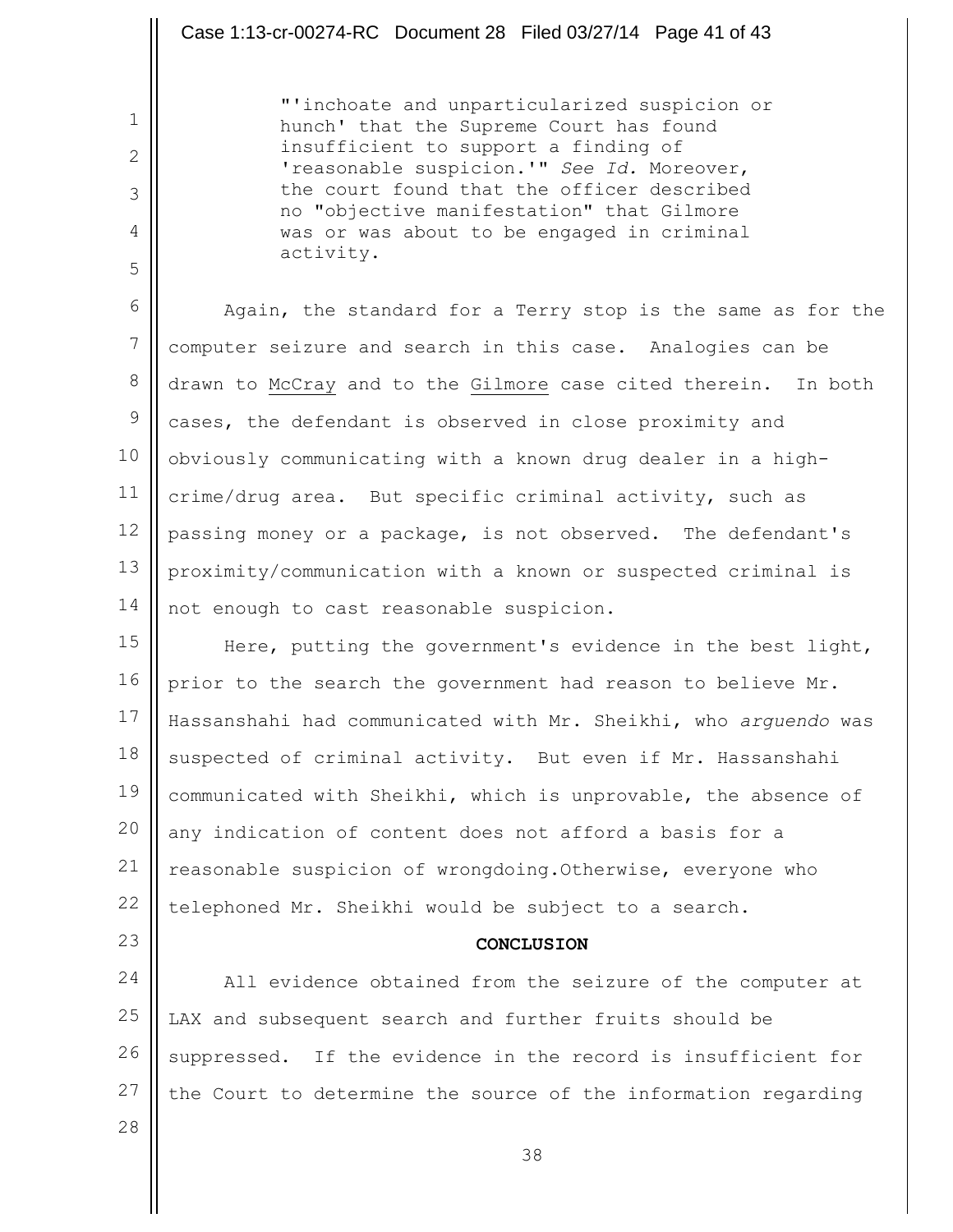> "'inchoate and unparticularized suspicion or hunch' that the Supreme Court has found insufficient to support a finding of 'reasonable suspicion.'" *See Id.* Moreover, the court found that the officer described no "objective manifestation" that Gilmore was or was about to be engaged in criminal activity.

Again, the standard for a Terry stop is the same as for the computer seizure and search in this case. Analogies can be drawn to McCray and to the Gilmore case cited therein. In both cases, the defendant is observed in close proximity and obviously communicating with a known drug dealer in a high-crime/drug area. But specific criminal activity, such as passing money or a package, is not observed. The defendant's proximity/communication with a known or suspected criminal is not enough to cast reasonable suspicion.

Here, putting the government's evidence in the best light, prior to the search the government had reason to believe Mr. Hassanshahi had communicated with Mr. Sheikhi, who *arguendo* was suspected of criminal activity. But even if Mr. Hassanshahi communicated with Sheikhi, which is unprovable, the absence of any indication of content does not afford a basis for a reasonable suspicion of wrongdoing.Otherwise, everyone who telephoned Mr. Sheikhi would be subject to a search.

**CONCLUSION**

All evidence obtained from the seizure of the computer at LAX and subsequent search and further fruits should be suppressed. If the evidence in the record is insufficient for the Court to determine the source of the information regarding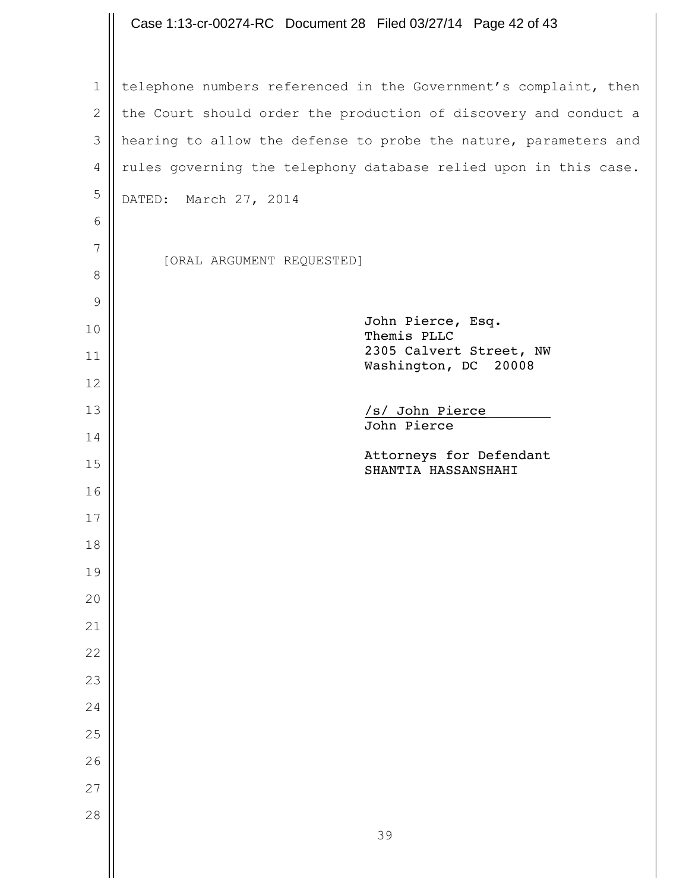telephone numbers referenced in the Government's complaint, then the Court should order the production of discovery and conduct a hearing to allow the defense to probe the nature, parameters and rules governing the telephony database relied upon in this case.

DATED: March 27, 2014

[ORAL ARGUMENT REQUESTED]

John Pierce, Esq.
Themis PLLC
2305 Calvert Street, NW
Washington, DC 20008

/s/ John Pierce
John Pierce

Attorneys for Defendant
SHANTIA HASSANSHAHI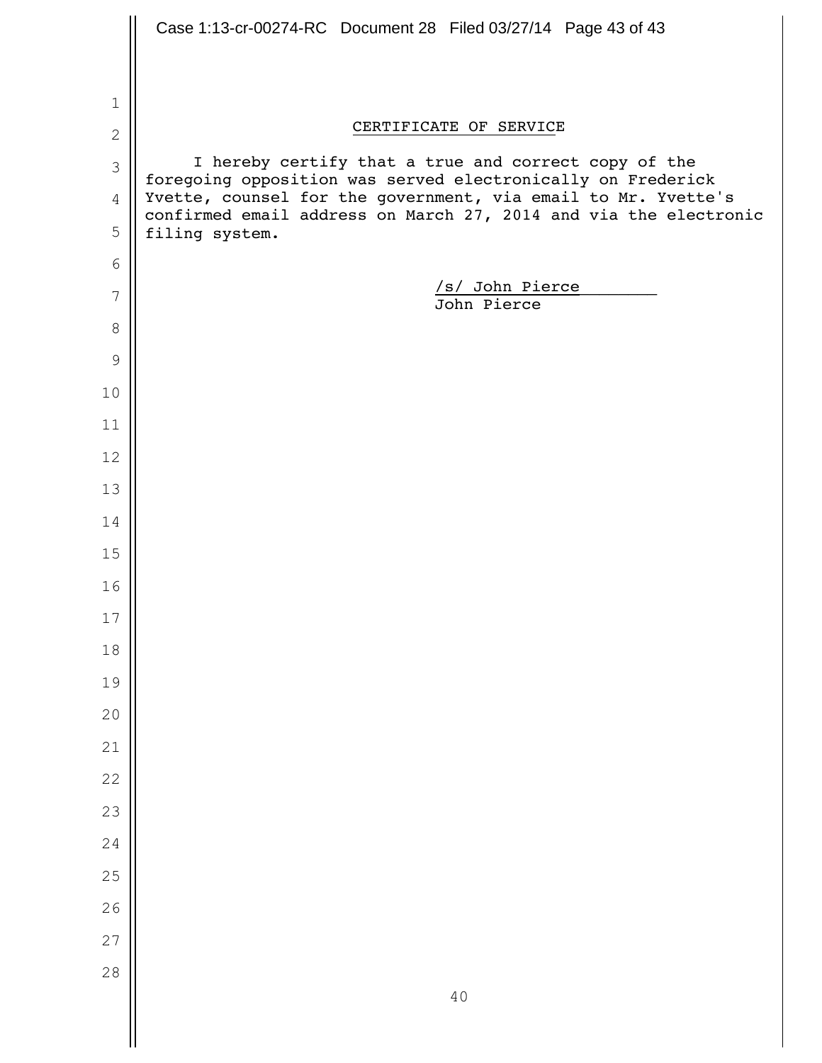## CERTIFICATE OF SERVICE

I hereby certify that a true and correct copy of the foregoing opposition was served electronically on Frederick Yvette, counsel for the government, via email to Mr. Yvette's confirmed email address on March 27, 2014 and via the electronic filing system.

/s/ John Pierce
John Pierce